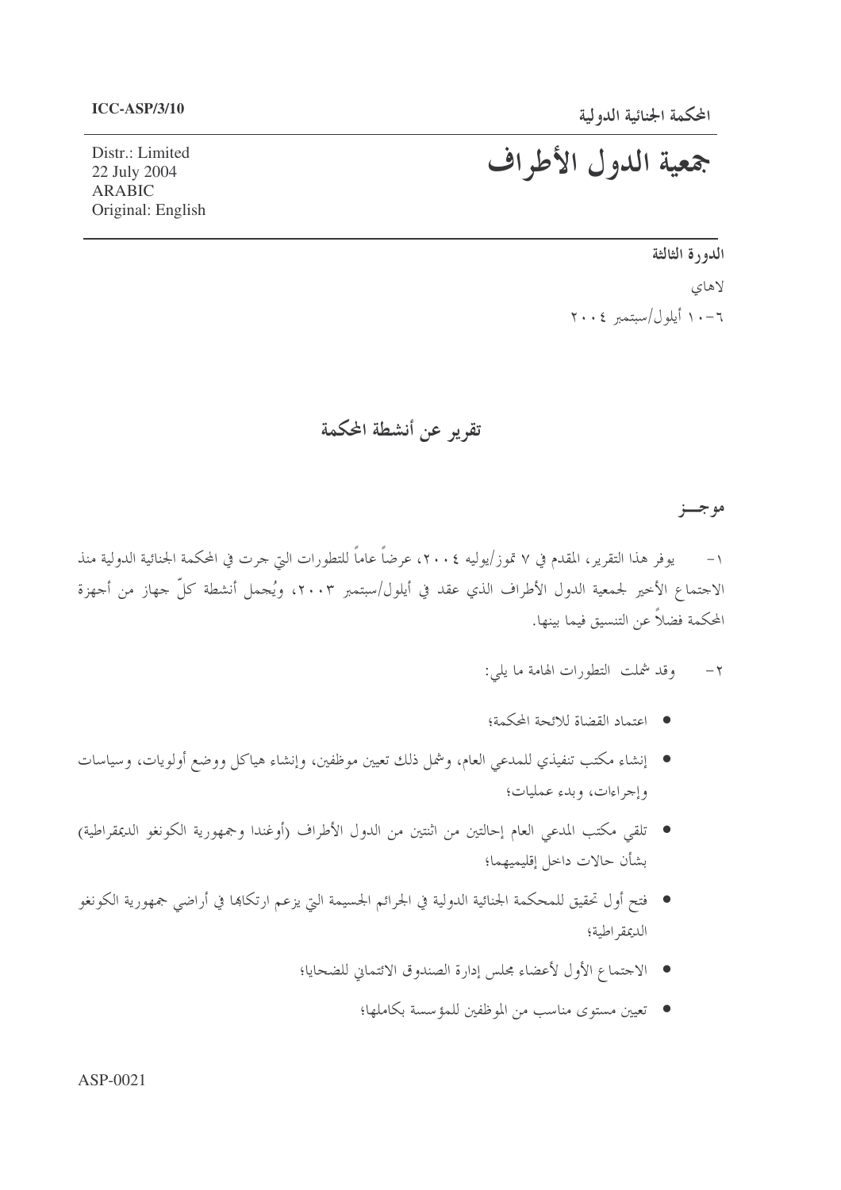ICC-ASP/3/10

المحكمة الجنائية الدولية

Distr.: Limited
22 July 2004
ARABIC
Original: English

# جمعية الدول الأطراف

الدورة الثالثة

لاهاي

٦-١٠ أيلول/سبتمبر ٢٠٠٤

## تقرير عن أنشطة المحكمة

### موجـــز

١- يوفر هذا التقرير، المقدم في ٧ تموز/يوليه ٢٠٠٤، عرضاً عاماً للتطورات التي جرت في المحكمة الجنائية الدولية منذ الاجتماع الأخير لجمعية الدول الأطراف الذي عقد في أيلول/سبتمبر ٢٠٠٣، ويُجمل أنشطة كلّ جهاز من أجهزة المحكمة فضلاً عن التنسيق فيما بينها.

٢- وقد شملت التطورات الهامة ما يلي:

- اعتماد القضاة للائحة المحكمة؛
- إنشاء مكتب تنفيذي للمدعي العام، وشمل ذلك تعيين موظفين، وإنشاء هياكل ووضع أولويات، وسياسات وإجراءات، وبدء عمليات؛
- تلقي مكتب المدعي العام إحالتين من اثنتين من الدول الأطراف (أوغندا وجمهورية الكونغو الديمقراطية) بشأن حالات داخل إقليميهما؛
- فتح أول تحقيق للمحكمة الجنائية الدولية في الجرائم الجسيمة التي يزعم ارتكابها في أراضي جمهورية الكونغو الديمقراطية؛
- الاجتماع الأول لأعضاء مجلس إدارة الصندوق الائتماني للضحايا؛
- تعيين مستوى مناسب من الموظفين للمؤسسة بكاملها؛

ASP-0021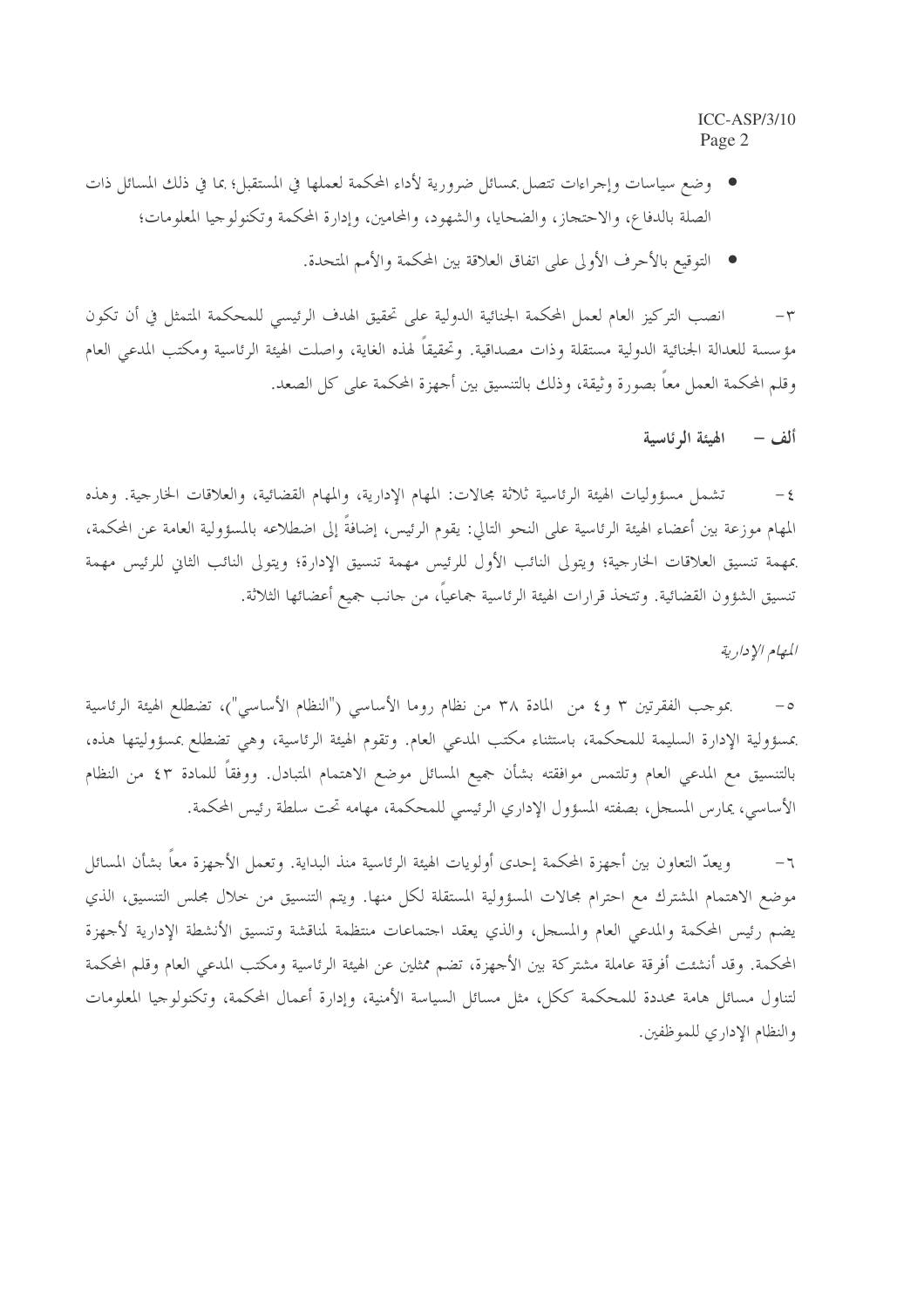- وضع سياسات وإجراءات تتصل بمسائل ضرورية لأداء المحكمة لعملها في المستقبل؛ بما في ذلك المسائل ذات الصلة بالدفاع، والاحتجاز، والضحايا، والشهود، والمحامين، وإدارة المحكمة وتكنولوجيا المعلومات؛
- التوقيع بالأحرف الأولى على اتفاق العلاقة بين المحكمة والأمم المتحدة.

٣- انصب التركيز العام لعمل المحكمة الجنائية الدولية على تحقيق الهدف الرئيسي للمحكمة المتمثل في أن تكون مؤسسة للعدالة الجنائية الدولية مستقلة وذات مصداقية. وتحقيقاً لهذه الغاية، واصلت الهيئة الرئاسية ومكتب المدعي العام وقلم المحكمة العمل معاً بصورة وثيقة، وذلك بالتنسيق بين أجهزة المحكمة على كل الصعد.

## ألف – الهيئة الرئاسية

٤- تشمل مسؤوليات الهيئة الرئاسية ثلاثة مجالات: المهام الإدارية، والمهام القضائية، والعلاقات الخارجية. وهذه المهام موزعة بين أعضاء الهيئة الرئاسية على النحو التالي: يقوم الرئيس، إضافةً إلى اضطلاعه بالمسؤولية العامة عن المحكمة، بمهمة تنسيق العلاقات الخارجية؛ ويتولى النائب الأول للرئيس مهمة تنسيق الإدارة؛ ويتولى النائب الثاني للرئيس مهمة تنسيق الشؤون القضائية. وتتخذ قرارات الهيئة الرئاسية جماعياً، من جانب جميع أعضائها الثلاثة.

*المهام الإدارية*

٥- بموجب الفقرتين ٣ و٤ من المادة ٣٨ من نظام روما الأساسي ("النظام الأساسي")، تضطلع الهيئة الرئاسية بمسؤولية الإدارة السليمة للمحكمة، باستثناء مكتب المدعي العام. وتقوم الهيئة الرئاسية، وهي تضطلع بمسؤوليتها هذه، بالتنسيق مع المدعي العام وتلتمس موافقته بشأن جميع المسائل موضع الاهتمام المتبادل. ووفقاً للمادة ٤٣ من النظام الأساسي، يمارس المسجل، بصفته المسؤول الإداري الرئيسي للمحكمة، مهامه تحت سلطة رئيس المحكمة.

٦- ويعدّ التعاون بين أجهزة المحكمة إحدى أولويات الهيئة الرئاسية منذ البداية. وتعمل الأجهزة معاً بشأن المسائل موضع الاهتمام المشترك مع احترام مجالات المسؤولية المستقلة لكل منها. ويتم التنسيق من خلال مجلس التنسيق، الذي يضم رئيس المحكمة والمدعي العام والمسجل، والذي يعقد اجتماعات منتظمة لمناقشة وتنسيق الأنشطة الإدارية لأجهزة المحكمة. وقد أنشئت أفرقة عاملة مشتركة بين الأجهزة، تضم ممثلين عن الهيئة الرئاسية ومكتب المدعي العام وقلم المحكمة لتناول مسائل هامة محددة للمحكمة ككل، مثل مسائل السياسة الأمنية، وإدارة أعمال المحكمة، وتكنولوجيا المعلومات والنظام الإداري للموظفين.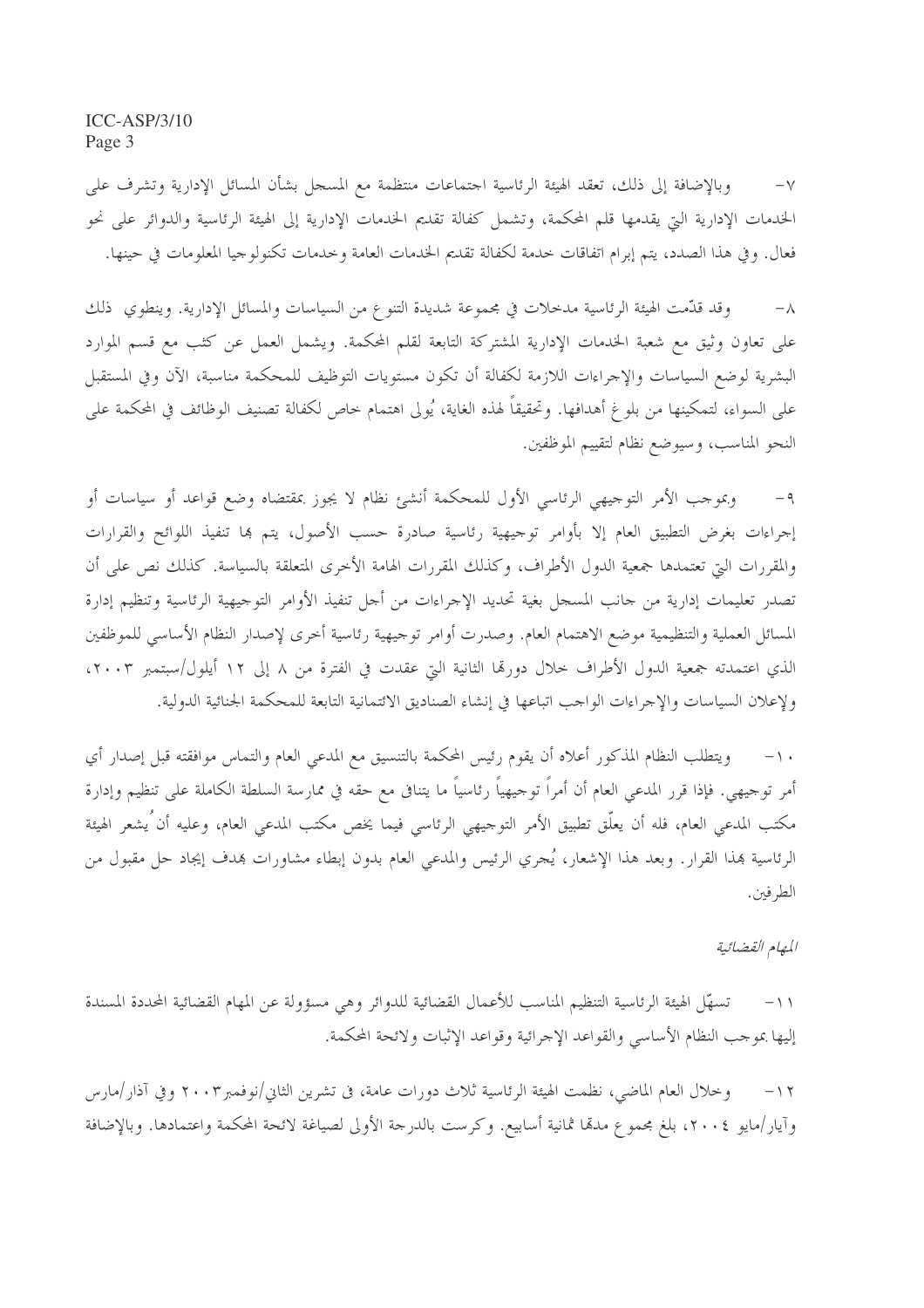٧- وبالإضافة إلى ذلك، تعقد الهيئة الرئاسية اجتماعات منتظمة مع المسجل بشأن المسائل الإدارية وتشرف على الخدمات الإدارية التي يقدمها قلم المحكمة، وتشمل كفالة تقديم الخدمات الإدارية إلى الهيئة الرئاسية والدوائر على نحو فعال. وفي هذا الصدد، يتم إبرام اتفاقات خدمة لكفالة تقديم الخدمات العامة وخدمات تكنولوجيا المعلومات في حينها.

٨- وقد قدّمت الهيئة الرئاسية مدخلات في مجموعة شديدة التنوع من السياسات والمسائل الإدارية. وينطوي ذلك على تعاون وثيق مع شعبة الخدمات الإدارية المشتركة التابعة لقلم المحكمة. ويشمل العمل عن كثب مع قسم الموارد البشرية لوضع السياسات والإجراءات اللازمة لكفالة أن تكون مستويات التوظيف للمحكمة مناسبة، الآن وفي المستقبل على السواء، لتمكينها من بلوغ أهدافها. وتحقيقاً لهذه الغاية، يُولى اهتمام خاص لكفالة تصنيف الوظائف في المحكمة على النحو المناسب، وسيوضع نظام لتقييم الموظفين.

٩- وبموجب الأمر التوجيهي الرئاسي الأول للمحكمة أنشئ نظام لا يجوز بمقتضاه وضع قواعد أو سياسات أو إجراءات بغرض التطبيق العام إلا بأوامر توجيهية رئاسية صادرة حسب الأصول، يتم بها تنفيذ اللوائح والقرارات والمقررات التي تعتمدها جمعية الدول الأطراف، وكذلك المقررات الهامة الأخرى المتعلقة بالسياسة. كذلك نص على أن تصدر تعليمات إدارية من جانب المسجل بغية تحديد الإجراءات من أجل تنفيذ الأوامر التوجيهية الرئاسية وتنظيم إدارة المسائل العملية والتنظيمية موضع الاهتمام العام. وصدرت أوامر توجيهية رئاسية أخرى لإصدار النظام الأساسي للموظفين الذي اعتمدته جمعية الدول الأطراف خلال دورتها الثانية التي عقدت في الفترة من ٨ إلى ١٢ أيلول/سبتمبر ٢٠٠٣، ولإعلان السياسات والإجراءات الواجب اتباعها في إنشاء الصناديق الائتمانية التابعة للمحكمة الجنائية الدولية.

١٠- ويتطلب النظام المذكور أعلاه أن يقوم رئيس المحكمة بالتنسيق مع المدعي العام والتماس موافقته قبل إصدار أي أمر توجيهي. فإذا قرر المدعي العام أن أمراً توجيهياً رئاسياً ما يتنافى مع حقه في ممارسة السلطة الكاملة على تنظيم وإدارة مكتب المدعي العام، فله أن يعلّق تطبيق الأمر التوجيهي الرئاسي فيما يخص مكتب المدعي العام، وعليه أن يُشعر الهيئة الرئاسية بهذا القرار. وبعد هذا الإشعار، يُجري الرئيس والمدعي العام بدون إبطاء مشاورات بهدف إيجاد حل مقبول من الطرفين.

*المهام القضائية*

١١- تسهّل الهيئة الرئاسية التنظيم المناسب للأعمال القضائية للدوائر وهي مسؤولة عن المهام القضائية المحددة المسندة إليها بموجب النظام الأساسي والقواعد الإجرائية وقواعد الإثبات ولائحة المحكمة.

١٢- وخلال العام الماضي، نظمت الهيئة الرئاسية ثلاث دورات عامة، في تشرين الثاني/نوفمبر٢٠٠٣ وفي آذار/مارس وآيار/مايو ٢٠٠٤، بلغ مجموع مدتها ثمانية أسابيع. وكرست بالدرجة الأولى لصياغة لائحة المحكمة واعتمادها. وبالإضافة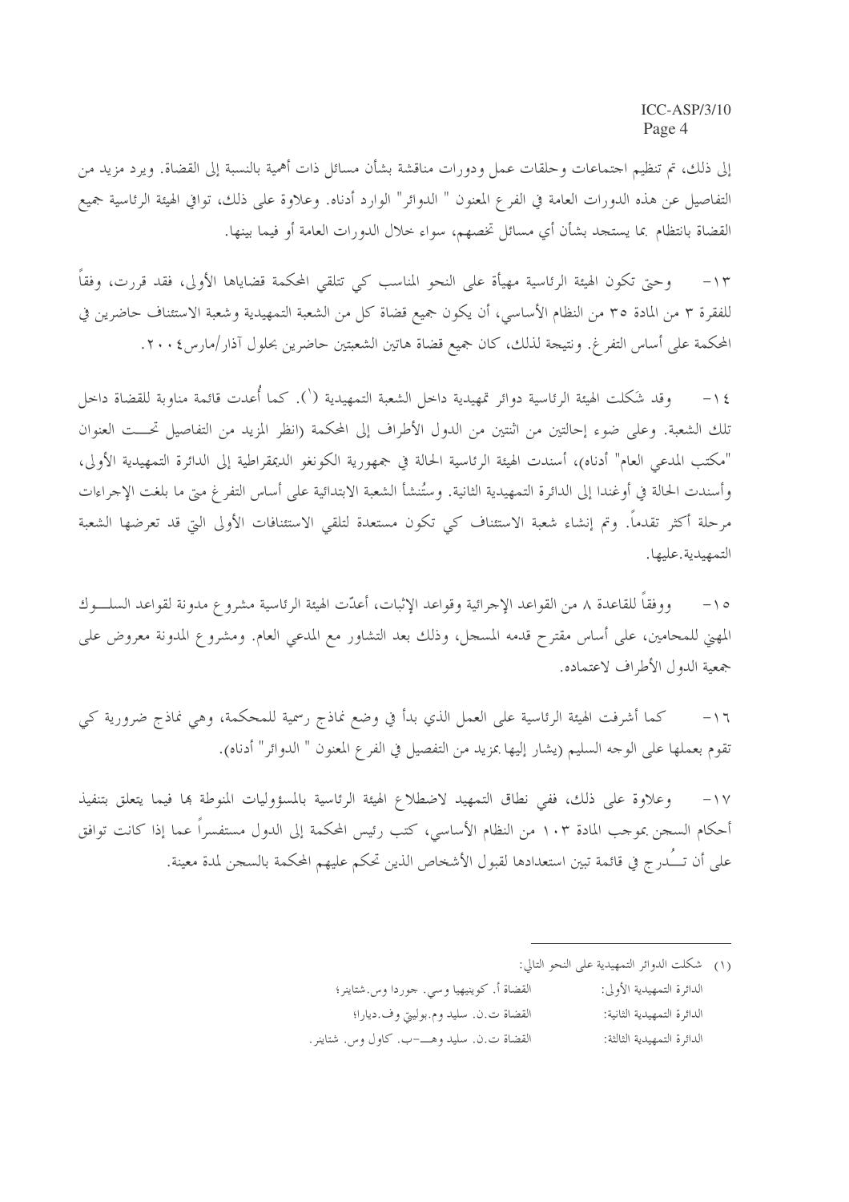إلى ذلك، تم تنظيم اجتماعات وحلقات عمل ودورات مناقشة بشأن مسائل ذات أهمية بالنسبة إلى القضاة. ويرد مزيد من التفاصيل عن هذه الدورات العامة في الفرع المعنون " الدوائر" الوارد أدناه. وعلاوة على ذلك، توافي الهيئة الرئاسية جميع القضاة بانتظام بما يستجد بشأن أي مسائل تخصهم، سواء خلال الدورات العامة أو فيما بينها.

١٣- وحتى تكون الهيئة الرئاسية مهيأة على النحو المناسب كي تتلقى المحكمة قضاياها الأولى، فقد قررت، وفقاً للفقرة ٣ من المادة ٣٥ من النظام الأساسي، أن يكون جميع قضاة كل من الشعبة التمهيدية وشعبة الاستئناف حاضرين في المحكمة على أساس التفرغ. ونتيجة لذلك، كان جميع قضاة هاتين الشعبتين حاضرين بحلول آذار/مارس ٢٠٠٤.

١٤- وقد شكلت الهيئة الرئاسية دوائر تمهيدية داخل الشعبة التمهيدية ([1]). كما أُعدت قائمة مناوبة للقضاة داخل تلك الشعبة. وعلى ضوء إحالتين من اثنتين من الدول الأطراف إلى المحكمة (انظر المزيد من التفاصيل تحت العنوان "مكتب المدعي العام" أدناه)، أسندت الهيئة الرئاسية الحالة في جمهورية الكونغو الديمقراطية إلى الدائرة التمهيدية الأولى، وأسندت الحالة في أوغندا إلى الدائرة التمهيدية الثانية. وستُنشأ الشعبة الابتدائية على أساس التفرغ متى ما بلغت الإجراءات مرحلة أكثر تقدماً. وتم إنشاء شعبة الاستئناف كي تكون مستعدة لتلقي الاستئنافات الأولى التي قد تعرضها الشعبة التمهيدية عليها.

١٥- ووفقاً للقاعدة ٨ من القواعد الإجرائية وقواعد الإثبات، أعدّت الهيئة الرئاسية مشروع مدونة لقواعد السلوك المهني للمحامين، على أساس مقترح قدمه المسجل، وذلك بعد التشاور مع المدعي العام. ومشروع المدونة معروض على جمعية الدول الأطراف لاعتماده.

١٦- كما أشرفت الهيئة الرئاسية على العمل الذي بدأ في وضع نماذج رسمية للمحكمة، وهي نماذج ضرورية كي تقوم بعملها على الوجه السليم (يشار إليها بمزيد من التفصيل في الفرع المعنون " الدوائر" أدناه).

١٧- وعلاوة على ذلك، ففي نطاق التمهيد لاضطلاع الهيئة الرئاسية بالمسؤوليات المنوطة بها فيما يتعلق بتنفيذ أحكام السجن بموجب المادة ١٠٣ من النظام الأساسي، كتب رئيس المحكمة إلى الدول مستفسراً عما إذا كانت توافق على أن تُدرج في قائمة تبين استعدادها لقبول الأشخاص الذين تحكم عليهم المحكمة بالسجن لمدة معينة.

---

(١) شكلت الدوائر التمهيدية على النحو التالي:

الدائرة التمهيدية الأولى: القضاة أ. كوينيهيا وسي. جوردا وس.شتاينر؛

الدائرة التمهيدية الثانية: القضاة ت.ن. سليد وم.بوليتي وف.ديارا؛

الدائرة التمهيدية الثالثة: القضاة ت.ن. سليد وهـ-ب. كاول وس. شتاينر.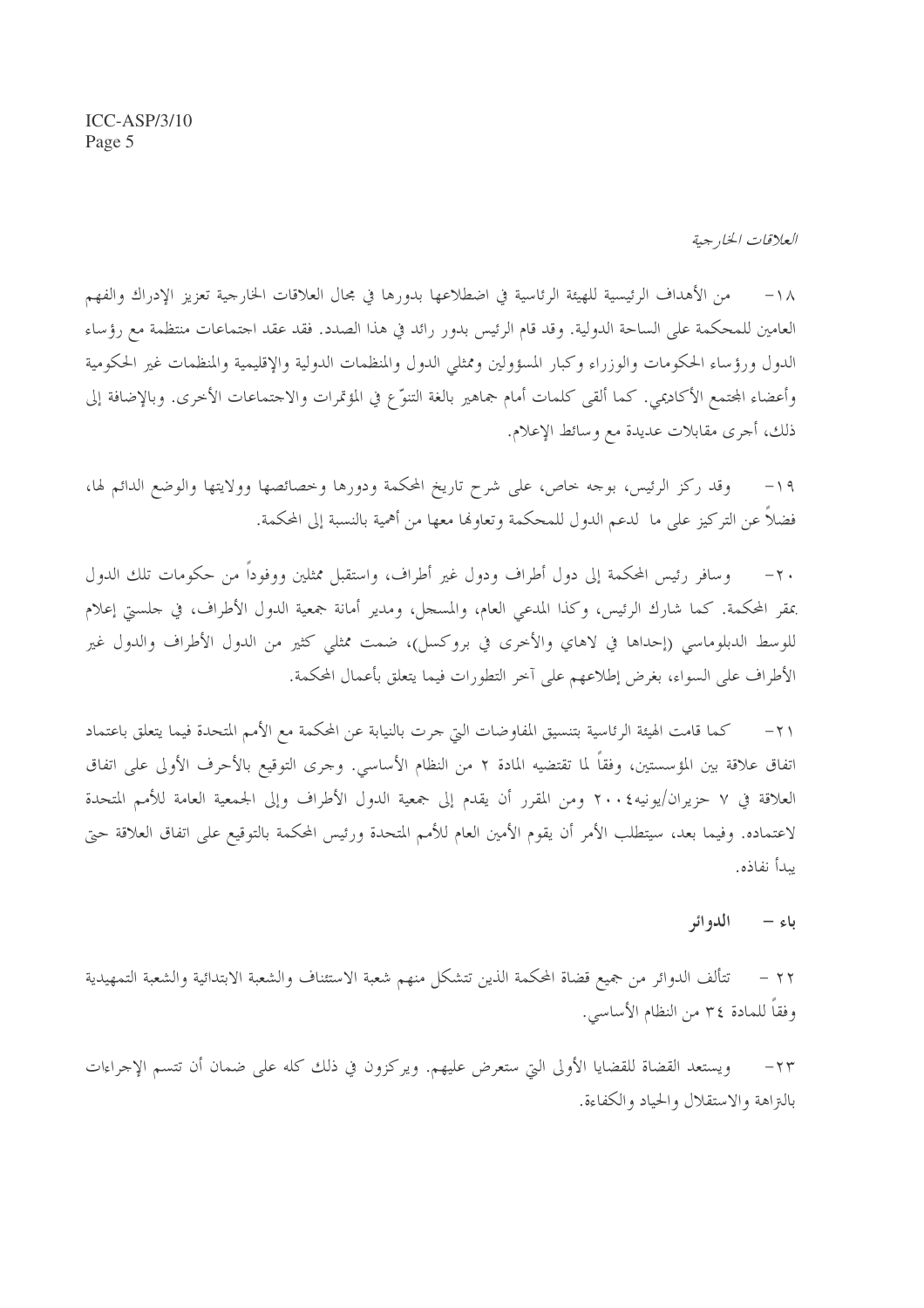*العلاقات الخارجية*

١٨- من الأهداف الرئيسية للهيئة الرئاسية في اضطلاعها بدورها في مجال العلاقات الخارجية تعزيز الإدراك والفهم العامين للمحكمة على الساحة الدولية. وقد قام الرئيس بدور رائد في هذا الصدد. فقد عقد اجتماعات منتظمة مع رؤساء الدول ورؤساء الحكومات والوزراء وكبار المسؤولين وممثلي الدول والمنظمات الدولية والإقليمية والمنظمات غير الحكومية وأعضاء المجتمع الأكاديمي. كما ألقى كلمات أمام جماهير بالغة التنوّع في المؤتمرات والاجتماعات الأخرى. وبالإضافة إلى ذلك، أجرى مقابلات عديدة مع وسائط الإعلام.

١٩- وقد ركز الرئيس، بوجه خاص، على شرح تاريخ المحكمة ودورها وخصائصها وولايتها والوضع الدائم لها، فضلاً عن التركيز على ما لدعم الدول للمحكمة وتعاونها معها من أهمية بالنسبة إلى المحكمة.

٢٠- وسافر رئيس المحكمة إلى دول أطراف ودول غير أطراف، واستقبل ممثلين ووفوداً من حكومات تلك الدول بمقر المحكمة. كما شارك الرئيس، وكذا المدعي العام، والمسجل، ومدير أمانة جمعية الدول الأطراف، في جلستي إعلام للوسط الدبلوماسي (إحداها في لاهاي والأخرى في بروكسل)، ضمت ممثلي كثير من الدول الأطراف والدول غير الأطراف على السواء، بغرض إطلاعهم على آخر التطورات فيما يتعلق بأعمال المحكمة.

٢١- كما قامت الهيئة الرئاسية بتنسيق المفاوضات التي جرت بالنيابة عن المحكمة مع الأمم المتحدة فيما يتعلق باعتماد اتفاق علاقة بين المؤسستين، وفقاً لما تقتضيه المادة ٢ من النظام الأساسي. وجرى التوقيع بالأحرف الأولى على اتفاق العلاقة في ٧ حزيران/يونيه٢٠٠٤ ومن المقرر أن يقدم إلى جمعية الدول الأطراف وإلى الجمعية العامة للأمم المتحدة لاعتماده. وفيما بعد، سيتطلب الأمر أن يقوم الأمين العام للأمم المتحدة ورئيس المحكمة بالتوقيع على اتفاق العلاقة حتى يبدأ نفاذه.

## باء - الدوائر

٢٢ - تتألف الدوائر من جميع قضاة المحكمة الذين تتشكل منهم شعبة الاستئناف والشعبة الابتدائية والشعبة التمهيدية وفقاً للمادة ٣٤ من النظام الأساسي.

٢٣- ويستعد القضاة للقضايا الأولى التي ستعرض عليهم. ويركزون في ذلك كله على ضمان أن تتسم الإجراءات بالنزاهة والاستقلال والحياد والكفاءة.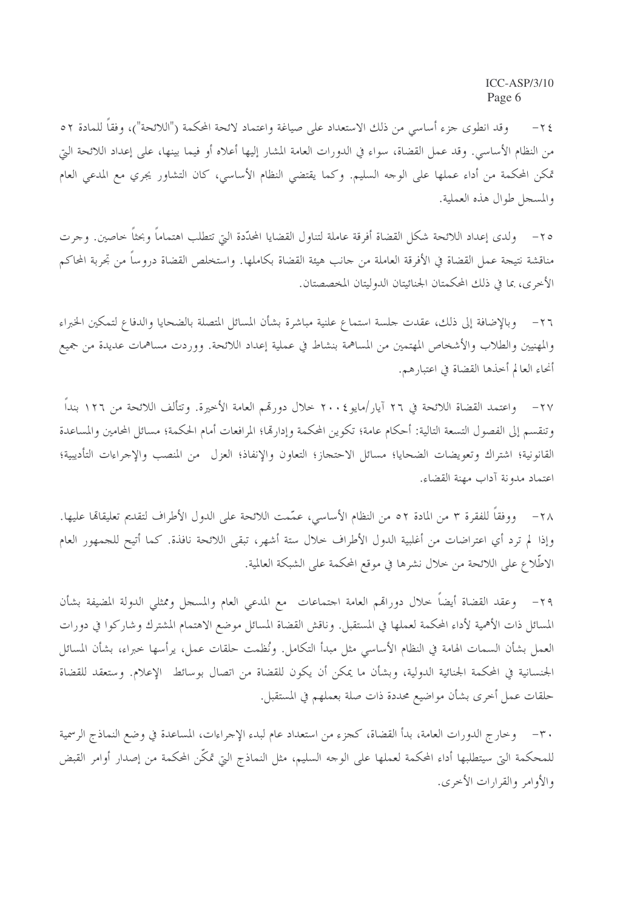٢٤- وقد انطوى جزء أساسي من ذلك الاستعداد على صياغة واعتماد لائحة المحكمة ("اللائحة")، وفقاً للمادة ٥٢ من النظام الأساسي. وقد عمل القضاة، سواء في الدورات العامة المشار إليها أعلاه أو فيما بينها، على إعداد اللائحة التي تمكن المحكمة من أداء عملها على الوجه السليم. وكما يقتضي النظام الأساسي، كان التشاور يجري مع المدعي العام والمسجل طوال هذه العملية.

٢٥- ولدى إعداد اللائحة شكل القضاة أفرقة عاملة لتناول القضايا المحدّدة التي تتطلب اهتماماً وبحثاً خاصين. وجرت مناقشة نتيجة عمل القضاة في الأفرقة العاملة من جانب هيئة القضاة بكاملها. واستخلص القضاة دروساً من تجربة المحاكم الأخرى، بما في ذلك المحكمتان الجنائيتان الدوليتان المخصصتان.

٢٦- وبالإضافة إلى ذلك، عقدت جلسة استماع علنية مباشرة بشأن المسائل المتصلة بالضحايا والدفاع لتمكين الخبراء والمهنيين والطلاب والأشخاص المهتمين من المساهمة بنشاط في عملية إعداد اللائحة. ووردت مساهمات عديدة من جميع أنحاء العالم أخذها القضاة في اعتبارهم.

٢٧- واعتمد القضاة اللائحة في ٢٦ آيار/مايو ٢٠٠٤ خلال دورتهم العامة الأخيرة. وتتألف اللائحة من ١٢٦ بنداً وتنقسم إلى الفصول التسعة التالية: أحكام عامة؛ تكوين المحكمة وإدارتها؛ المرافعات أمام المحكمة؛ مسائل المحامين والمساعدة القانونية؛ اشتراك وتعويضات الضحايا؛ مسائل الاحتجاز؛ التعاون والإنفاذ؛ العزل من المنصب والإجراءات التأديبية؛ اعتماد مدونة آداب مهنة القضاء.

٢٨- ووفقاً للفقرة ٣ من المادة ٥٢ من النظام الأساسي، عمّمت اللائحة على الدول الأطراف لتقديم تعليقاتها عليها. وإذا لم ترد أي اعتراضات من أغلبية الدول الأطراف خلال ستة أشهر، تبقى اللائحة نافذة. كما أتيح للجمهور العام الاطّلاع على اللائحة من خلال نشرها في موقع المحكمة على الشبكة العالمية.

٢٩- وعقد القضاة أيضاً خلال دوراتهم العامة اجتماعات مع المدعي العام والمسجل وممثلي الدولة المضيفة بشأن المسائل ذات الأهمية لأداء المحكمة لعملها في المستقبل. وناقش القضاة المسائل موضع الاهتمام المشترك وشاركوا في دورات العمل بشأن السمات الهامة في النظام الأساسي مثل مبدأ التكامل. ونُظمت حلقات عمل، يرأسها خبراء، بشأن المسائل الجنسانية في المحكمة الجنائية الدولية، وبشأن ما يمكن أن يكون للقضاة من اتصال بوسائط الإعلام. وستعقد للقضاة حلقات عمل أخرى بشأن مواضيع محددة ذات صلة بعملهم في المستقبل.

٣٠- وخارج الدورات العامة، بدأ القضاة، كجزء من استعداد عام لبدء الإجراءات، المساعدة في وضع النماذج الرسمية للمحكمة التي سيتطلبها أداء المحكمة لعملها على الوجه السليم، مثل النماذج التي تمكّن المحكمة من إصدار أوامر القبض والأوامر والقرارات الأخرى.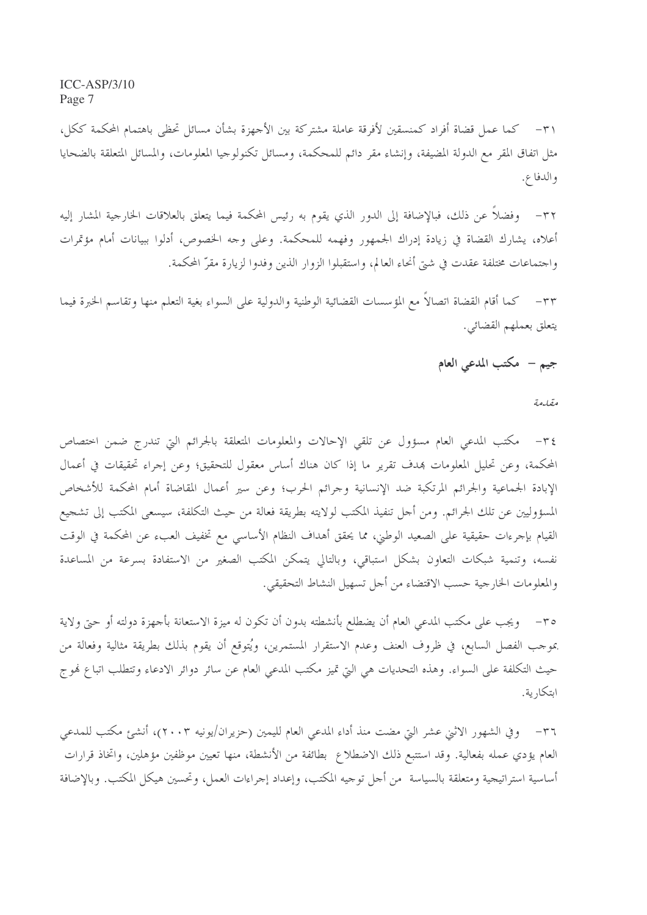٣١- كما عمل قضاة أفراد كمنسقين لأفرقة عاملة مشتركة بين الأجهزة بشأن مسائل تحظى باهتمام المحكمة ككل، مثل اتفاق المقر مع الدولة المضيفة، وإنشاء مقر دائم للمحكمة، ومسائل تكنولوجيا المعلومات، والمسائل المتعلقة بالضحايا والدفاع.

٣٢- وفضلاً عن ذلك، فبالإضافة إلى الدور الذي يقوم به رئيس المحكمة فيما يتعلق بالعلاقات الخارجية المشار إليه أعلاه، يشارك القضاة في زيادة إدراك الجمهور وفهمه للمحكمة. وعلى وجه الخصوص، أدلوا ببيانات أمام مؤتمرات واجتماعات مختلفة عقدت في شتى أنحاء العالم، واستقبلوا الزوار الذين وفدوا لزيارة مقرّ المحكمة.

٣٣- كما أقام القضاة اتصالاً مع المؤسسات القضائية الوطنية والدولية على السواء بغية التعلم منها وتقاسم الخبرة فيما يتعلق بعملهم القضائي.

## جيم - مكتب المدعي العام

*مقدمة*

٣٤- مكتب المدعي العام مسؤول عن تلقي الإحالات والمعلومات المتعلقة بالجرائم التي تندرج ضمن اختصاص المحكمة، وعن تحليل المعلومات بهدف تقرير ما إذا كان هناك أساس معقول للتحقيق؛ وعن إجراء تحقيقات في أعمال الإبادة الجماعية والجرائم المرتكبة ضد الإنسانية وجرائم الحرب؛ وعن سير أعمال المقاضاة أمام المحكمة للأشخاص المسؤولين عن تلك الجرائم. ومن أجل تنفيذ المكتب لولايته بطريقة فعالة من حيث التكلفة، سيسعى المكتب إلى تشجيع القيام بإجراءات حقيقية على الصعيد الوطني، مما يحقق أهداف النظام الأساسي مع تخفيف العبء عن المحكمة في الوقت نفسه، وتنمية شبكات التعاون بشكل استباقي، وبالتالي يتمكن المكتب الصغير من الاستفادة بسرعة من المساعدة والمعلومات الخارجية حسب الاقتضاء من أجل تسهيل النشاط التحقيقي.

٣٥- ويجب على مكتب المدعي العام أن يضطلع بأنشطته بدون أن تكون له ميزة الاستعانة بأجهزة دولته أو حتى ولاية بموجب الفصل السابع، في ظروف العنف وعدم الاستقرار المستمرين، ويُتوقع أن يقوم بذلك بطريقة مثالية وفعالة من حيث التكلفة على السواء. وهذه التحديات هي التي تميز مكتب المدعي العام عن سائر دوائر الادعاء وتتطلب اتباع نهوج ابتكارية.

٣٦- وفي الشهور الاثني عشر التي مضت منذ أداء المدعي العام لليمين (حزيران/يونيه ٢٠٠٣)، أنشئ مكتب للمدعي العام يؤدي عمله بفعالية. وقد استتبع ذلك الاضطلاع بطائفة من الأنشطة، منها تعيين موظفين مؤهلين، واتخاذ قرارات أساسية استراتيجية ومتعلقة بالسياسة من أجل توجيه المكتب، وإعداد إجراءات العمل، وتحسين هيكل المكتب. وبالإضافة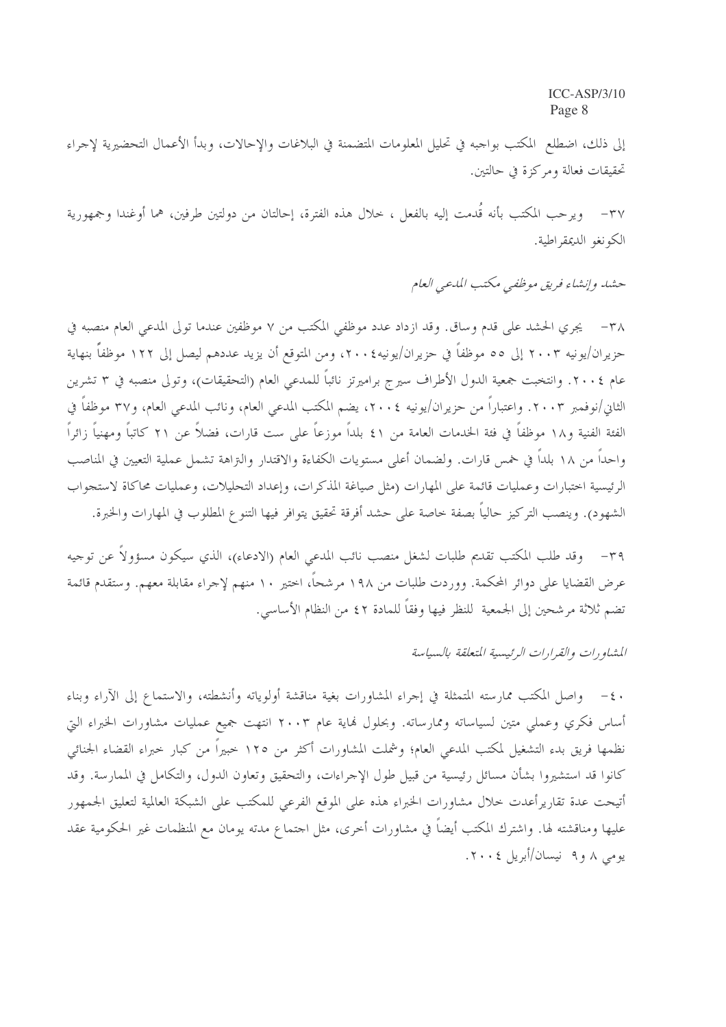إلى ذلك، اضطلع المكتب بواجبه في تحليل المعلومات المتضمنة في البلاغات والإحالات، وبدأ الأعمال التحضيرية لإجراء تحقيقات فعالة ومركزة في حالتين.

٣٧- ويرحب المكتب بأنه قُدمت إليه بالفعل ، خلال هذه الفترة، إحالتان من دولتين طرفين، هما أوغندا وجمهورية الكونغو الديمقراطية.

*حشد وإنشاء فريق موظفي مكتب المدعي العام*

٣٨- يجري الحشد على قدم وساق. وقد ازداد عدد موظفي المكتب من ٧ موظفين عندما تولى المدعي العام منصبه في حزيران/يونيه ٢٠٠٣ إلى ٥٥ موظفاً في حزيران/يونيه٢٠٠٤، ومن المتوقع أن يزيد عددهم ليصل إلى ١٢٢ موظفاً بنهاية عام ٢٠٠٤. وانتخبت جمعية الدول الأطراف سيرج براميرتز نائباً للمدعي العام (التحقيقات)، وتولى منصبه في ٣ تشرين الثاني/نوفمبر ٢٠٠٣. واعتباراً من حزيران/يونيه ٢٠٠٤، يضم المكتب المدعي العام، ونائب المدعي العام، و٣٧ موظفاً في الفئة الفنية و١٨ موظفاً في فئة الخدمات العامة من ٤١ بلداً موزعاً على ست قارات، فضلاً عن ٢١ كاتباً ومهنياً زائراً واحداً من ١٨ بلداً في خمس قارات. ولضمان أعلى مستويات الكفاءة والاقتدار والنزاهة تشمل عملية التعيين في المناصب الرئيسية اختبارات وعمليات قائمة على المهارات (مثل صياغة المذكرات، وإعداد التحليلات، وعمليات محاكاة لاستجواب الشهود). وينصب التركيز حالياً بصفة خاصة على حشد أفرقة تحقيق يتوافر فيها التنوع المطلوب في المهارات والخبرة.

٣٩- وقد طلب المكتب تقديم طلبات لشغل منصب نائب المدعي العام (الادعاء)، الذي سيكون مسؤولاً عن توجيه عرض القضايا على دوائر المحكمة. ووردت طلبات من ١٩٨ مرشحاً، اختير ١٠ منهم لإجراء مقابلة معهم. وستقدم قائمة تضم ثلاثة مرشحين إلى الجمعية للنظر فيها وفقاً للمادة ٤٢ من النظام الأساسي.

*المشاورات والقرارات الرئيسية المتعلقة بالسياسة*

٤٠- واصل المكتب ممارسته المتمثلة في إجراء المشاورات بغية مناقشة أولوياته وأنشطته، والاستماع إلى الآراء وبناء أساس فكري وعملي متين لسياساته وممارساته. وبحلول نهاية عام ٢٠٠٣ انتهت جميع عمليات مشاورات الخبراء التي نظمها فريق بدء التشغيل لمكتب المدعي العام؛ وشملت المشاورات أكثر من ١٢٥ خبيراً من كبار خبراء القضاء الجنائي كانوا قد استشيروا بشأن مسائل رئيسية من قبيل طول الإجراءات، والتحقيق وتعاون الدول، والتكامل في الممارسة. وقد أتيحت عدة تقاريرأعدت خلال مشاورات الخبراء هذه على الموقع الفرعي للمكتب على الشبكة العالمية لتعليق الجمهور عليها ومناقشته لها. واشترك المكتب أيضاً في مشاورات أخرى، مثل اجتماع مدته يومان مع المنظمات غير الحكومية عقد يومي ٨ و٩ نيسان/أبريل ٢٠٠٤.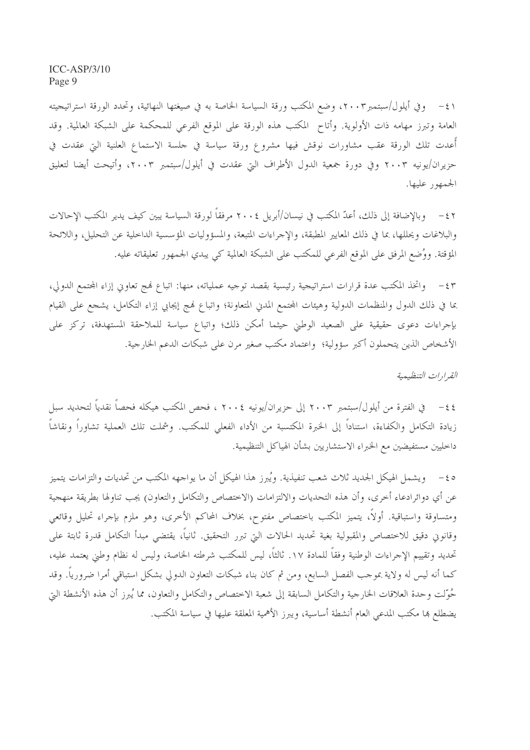٤١- وفي أيلول/سبتمبر٢٠٠٣، وضع المكتب ورقة السياسة الخاصة به في صيغتها النهائية، وتحدد الورقة استراتيجيته العامة وتبرز مهامه ذات الأولوية. وأتاح المكتب هذه الورقة على الموقع الفرعي للمحكمة على الشبكة العالمية. وقد أُعدت تلك الورقة عقب مشاورات نوقش فيها مشروع ورقة سياسة في جلسة الاستماع العلنية التي عقدت في حزيران/يونيه ٢٠٠٣ وفي دورة جمعية الدول الأطراف التي عقدت في أيلول/سبتمبر ٢٠٠٣، وأتيحت أيضا لتعليق الجمهور عليها.

٤٢- وبالإضافة إلى ذلك، أعدّ المكتب في نيسان/أبريل ٢٠٠٤ مرفقاً لورقة السياسة يبين كيف يدير المكتب الإحالات والبلاغات ويحللها، بما في ذلك المعايير المطبقة، والإجراءات المتبعة، والمسؤوليات المؤسسية الداخلية عن التحليل، واللائحة المؤقتة. ووُضع المرفق على الموقع الفرعي للمكتب على الشبكة العالمية كي يبدي الجمهور تعليقاته عليه.

٤٣- واتخذ المكتب عدة قرارات استراتيجية رئيسية بقصد توجيه عملياته، منها: اتباع نهج تعاوني إزاء المجتمع الدولي، بما في ذلك الدول والمنظمات الدولية وهيئات المجتمع المدني المتعاونة؛ واتباع نهج إيجابي إزاء التكامل، يشجع على القيام بإجراءات دعوى حقيقية على الصعيد الوطني حيثما أمكن ذلك؛ واتباع سياسة للملاحقة المستهدفة، تركز على الأشخاص الذين يتحملون أكبر سؤولية؛ واعتماد مكتب صغير مرن على شبكات الدعم الخارجية.

*القرارات التنظيمية*

٤٤- في الفترة من أيلول/سبتمبر ٢٠٠٣ إلى حزيران/يونيه ٢٠٠٤ ، فحص المكتب هيكله فحصاً نقدياً لتحديد سبل زيادة التكامل والكفاءة، استناداً إلى الخبرة المكتسبة من الأداء الفعلي للمكتب. وشملت تلك العملية تشاوراً ونقاشاً داخليين مستفيضين مع الخبراء الاستشاريين بشأن الهياكل التنظيمية.

٤٥- ويشمل الهيكل الجديد ثلاث شعب تنفيذية. ويُبرز هذا الهيكل أن ما يواجهه المكتب من تحديات والتزامات يتميز عن أي دوائرادعاء أخرى، وأن هذه التحديات والالتزامات (الاختصاص والتكامل والتعاون) يجب تناولها بطريقة منهجية ومتساوقة واستباقية. أولاً، يتميز المكتب باختصاص مفتوح، بخلاف المحاكم الأخرى، وهو ملزم بإجراء تحليل وقائعي وقانوني دقيق للاختصاص والمقبولية بغية تحديد الحالات التي تبرر التحقيق. ثانياً، يقتضي مبدأ التكامل قدرة ثابتة على تحديد وتقييم الإجراءات الوطنية وفقاً للمادة ١٧. ثالثاً، ليس للمكتب شرطته الخاصة، وليس له نظام وطني يعتمد عليه، كما أنه ليس له ولاية بموجب الفصل السابع، ومن ثم كان بناء شبكات التعاون الدولي بشكل استباقي أمرا ضرورياً. وقد حُوّلت وحدة العلاقات الخارجية والتكامل السابقة إلى شعبة الاختصاص والتكامل والتعاون، مما يُبرز أن هذه الأنشطة التي يضطلع بها مكتب المدعي العام أنشطة أساسية، ويبرز الأهمية المعلقة عليها في سياسة المكتب.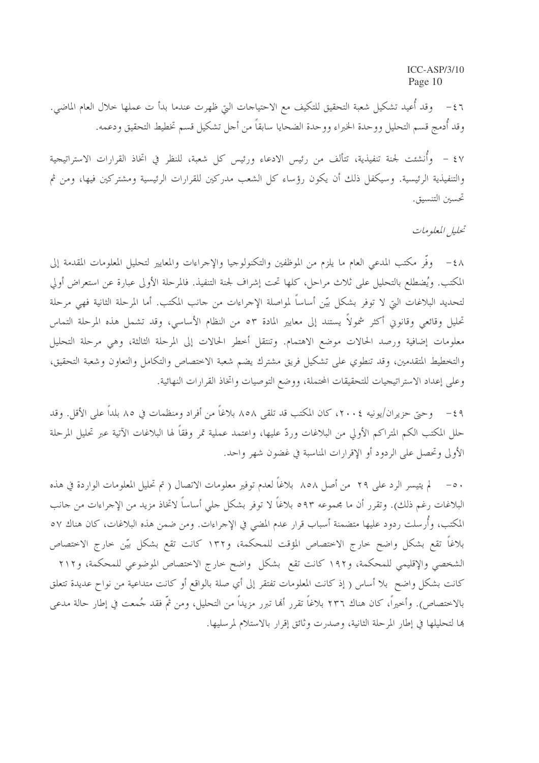٤٦- وقد أُعيد تشكيل شعبة التحقيق للتكيف مع الاحتياجات التي ظهرت عندما بدأ ت عملها خلال العام الماضي. وقد أُدمج قسم التحليل ووحدة الخبراء ووحدة الضحايا سابقاً من أجل تشكيل قسم تخطيط التحقيق ودعمه.

٤٧ - وأُنشئت لجنة تنفيذية، تتألف من رئيس الادعاء ورئيس كل شعبة، للنظر في اتخاذ القرارات الاستراتيجية والتنفيذية الرئيسية. وسيكفل ذلك أن يكون رؤساء كل الشعب مدركين للقرارات الرئيسية ومشتركين فيها، ومن ثم تحسين التنسيق.

*تحليل المعلومات*

٤٨- وفّر مكتب المدعي العام ما يلزم من الموظفين والتكنولوجيا والإجراءات والمعايير لتحليل المعلومات المقدمة إلى المكتب. ويُضطلع بالتحليل على ثلاث مراحل، كلها تحت إشراف لجنة التنفيذ. فالمرحلة الأولى عبارة عن استعراض أولي لتحديد البلاغات التي لا توفر بشكل بيّن أساساً لمواصلة الإجراءات من جانب المكتب. أما المرحلة الثانية فهي مرحلة تحليل وقائعي وقانوني أكثر شمولاً يستند إلى معايير المادة ٥٣ من النظام الأساسي، وقد تشمل هذه المرحلة التماس معلومات إضافية ورصد الحالات موضع الاهتمام. وتنتقل أخطر الحالات إلى المرحلة الثالثة، وهي مرحلة التحليل والتخطيط المتقدمين، وقد تنطوي على تشكيل فريق مشترك يضم شعبة الاختصاص والتكامل والتعاون وشعبة التحقيق، وعلى إعداد الاستراتيجيات للتحقيقات المحتملة، ووضع التوصيات واتخاذ القرارات النهائية.

٤٩- وحتى حزيران/يونيه ٢٠٠٤، كان المكتب قد تلقى ٨٥٨ بلاغاً من أفراد ومنظمات في ٨٥ بلداً على الأقل. وقد حلل المكتب الكم المتراكم الأولي من البلاغات وردّ عليها، واعتمد عملية تمر وفقاً لها البلاغات الآتية عبر تحليل المرحلة الأولى وتحصل على الردود أو الإقرارات المناسبة في غضون شهر واحد.

٥٠- لم يتيسر الرد على ٢٩ من أصل ٨٥٨ بلاغاً لعدم توفير معلومات الاتصال ( تم تحليل المعلومات الواردة في هذه البلاغات رغم ذلك). وتقرر أن ما مجموعه ٥٩٣ بلاغاً لا توفر بشكل جلي أساساً لاتخاذ مزيد من الإجراءات من جانب المكتب، وأُرسلت ردود عليها متضمنة أسباب قرار عدم المضي في الإجراءات. ومن ضمن هذه البلاغات، كان هناك ٥٧ بلاغاً تقع بشكل واضح خارج الاختصاص المؤقت للمحكمة، و١٣٢ كانت تقع بشكل بيّن خارج الاختصاص الشخصي والإقليمي للمحكمة، و١٩٢ كانت تقع بشكل واضح خارج الاختصاص الموضوعي للمحكمة، و٢١٢ كانت بشكل واضح بلا أساس ( إذ كانت المعلومات تفتقر إلى أي صلة بالواقع أو كانت متداعية من نواح عديدة تتعلق بالاختصاص). وأخيراً، كان هناك ٢٣٦ بلاغاً تقرر أنها تبرر مزيداً من التحليل، ومن ثمّ فقد جُمعت في إطار حالة مدعى بها لتحليلها في إطار المرحلة الثانية، وصدرت وثائق إقرار بالاستلام لمرسليها.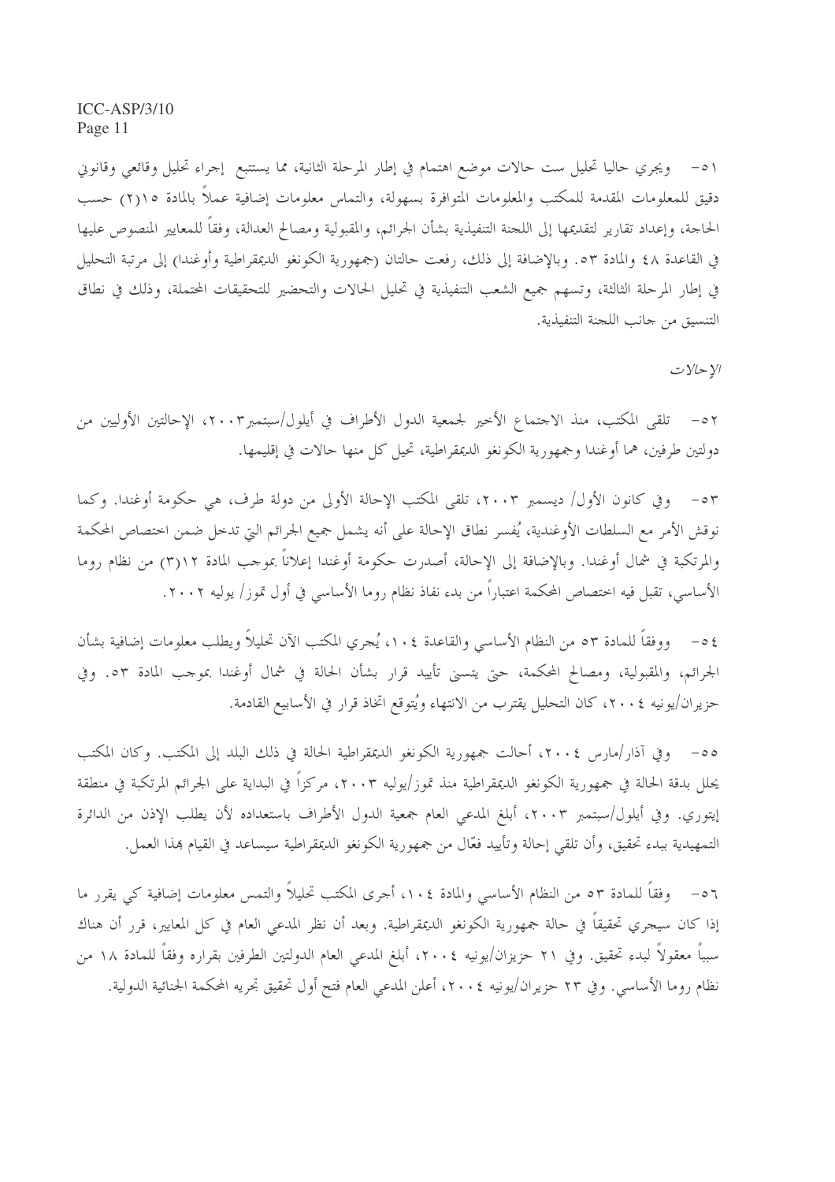٥١- ويجري حاليا تحليل ست حالات موضع اهتمام في إطار المرحلة الثانية، مما يستتبع إجراء تحليل وقائعي وقانوني دقيق للمعلومات المقدمة للمكتب والمعلومات المتوافرة بسهولة، والتماس معلومات إضافية عملاً بالمادة ١٥(٢) حسب الحاجة، وإعداد تقارير لتقديمها إلى اللجنة التنفيذية بشأن الجرائم، والمقبولية ومصالح العدالة، وفقاً للمعايير المنصوص عليها في القاعدة ٤٨ والمادة ٥٣. وبالإضافة إلى ذلك، رفعت حالتان (جمهورية الكونغو الديمقراطية وأوغندا) إلى مرتبة التحليل في إطار المرحلة الثالثة، وتسهم جميع الشعب التنفيذية في تحليل الحالات والتحضير للتحقيقات المحتملة، وذلك في نطاق التنسيق من جانب اللجنة التنفيذية.

*الإحالات*

٥٢- تلقى المكتب، منذ الاجتماع الأخير لجمعية الدول الأطراف في أيلول/سبتمبر٢٠٠٣، الإحالتين الأوليين من دولتين طرفين، هما أوغندا وجمهورية الكونغو الديمقراطية، تحيل كل منها حالات في إقليمها.

٥٣- وفي كانون الأول/ ديسمبر ٢٠٠٣، تلقى المكتب الإحالة الأولى من دولة طرف، هي حكومة أوغندا. وكما نوقش الأمر مع السلطات الأوغندية، يُفسر نطاق الإحالة على أنه يشمل جميع الجرائم التي تدخل ضمن اختصاص المحكمة والمرتكبة في شمال أوغندا. وبالإضافة إلى الإحالة، أصدرت حكومة أوغندا إعلاناً بموجب المادة ١٢(٣) من نظام روما الأساسي، تقبل فيه اختصاص المحكمة اعتباراً من بدء نفاذ نظام روما الأساسي في أول تموز/ يوليه ٢٠٠٢.

٥٤- ووفقاً للمادة ٥٣ من النظام الأساسي والقاعدة ١٠٤، يُجري المكتب الآن تحليلاً ويطلب معلومات إضافية بشأن الجرائم، والمقبولية، ومصالح المحكمة، حتى يتسنى تأييد قرار بشأن الحالة في شمال أوغندا بموجب المادة ٥٣. وفي حزيران/يونيه ٢٠٠٤، كان التحليل يقترب من الانتهاء ويُتوقع اتخاذ قرار في الأسابيع القادمة.

٥٥- وفي آذار/مارس ٢٠٠٤، أحالت جمهورية الكونغو الديمقراطية الحالة في ذلك البلد إلى المكتب. وكان المكتب يحلل بدقة الحالة في جمهورية الكونغو الديمقراطية منذ تموز/يوليه ٢٠٠٣، مركزاً في البداية على الجرائم المرتكبة في منطقة إيتوري. وفي أيلول/سبتمبر ٢٠٠٣، أبلغ المدعي العام جمعية الدول الأطراف باستعداده لأن يطلب الإذن من الدائرة التمهيدية ببدء تحقيق، وأن تلقي إحالة وتأييد فعّال من جمهورية الكونغو الديمقراطية سيساعد في القيام بهذا العمل.

٥٦- وفقاً للمادة ٥٣ من النظام الأساسي والمادة ١٠٤، أجرى المكتب تحليلاً والتمس معلومات إضافية كي يقرر ما إذا كان سيجري تحقيقاً في حالة جمهورية الكونغو الديمقراطية. وبعد أن نظر المدعي العام في كل المعايير، قرر أن هناك سبباً معقولاً لبدء تحقيق. وفي ٢١ حزيران/يونيه ٢٠٠٤، أبلغ المدعي العام الدولتين الطرفين بقراره وفقاً للمادة ١٨ من نظام روما الأساسي. وفي ٢٣ حزيران/يونيه ٢٠٠٤، أعلن المدعي العام فتح أول تحقيق تجريه المحكمة الجنائية الدولية.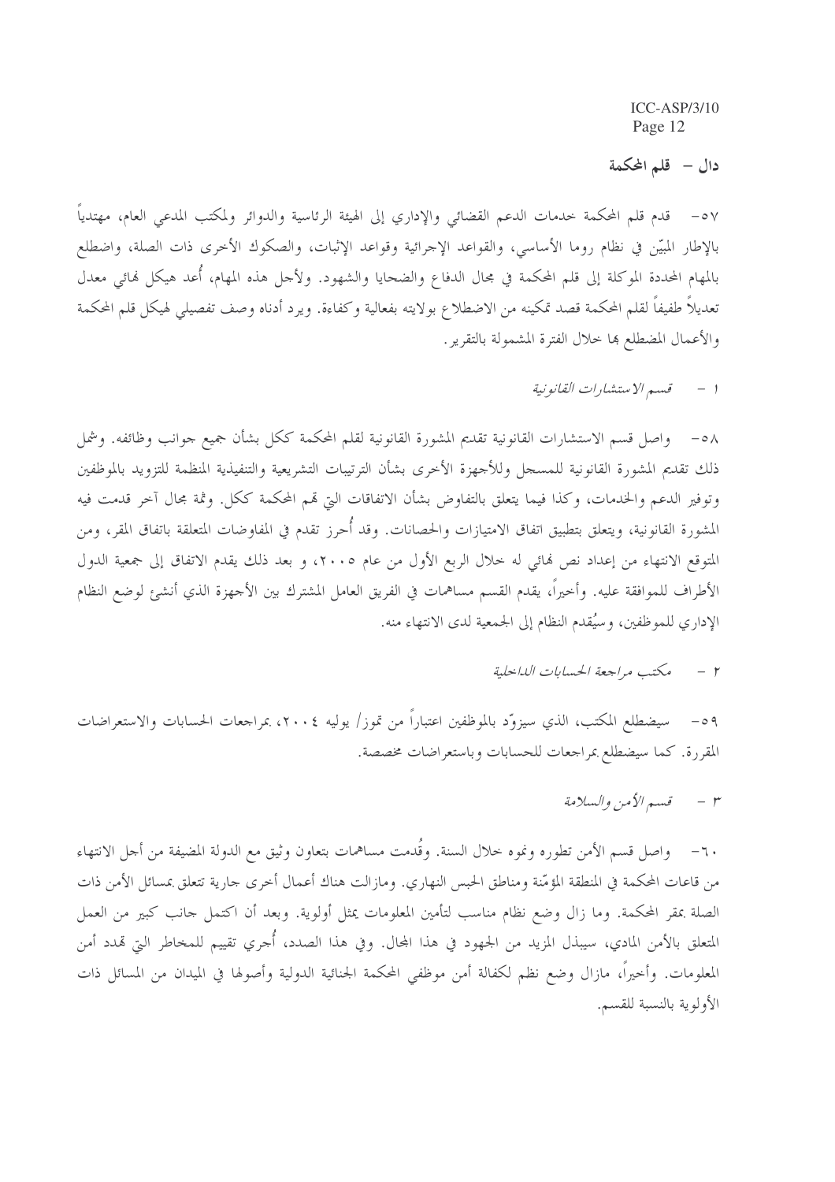## دال – قلم المحكمة

٥٧- قدم قلم المحكمة خدمات الدعم القضائي والإداري إلى الهيئة الرئاسية والدوائر ولمكتب المدعي العام، مهتدياً بالإطار المبيّن في نظام روما الأساسي، والقواعد الإجرائية وقواعد الإثبات، والصكوك الأخرى ذات الصلة، واضطلع بالمهام المحددة الموكلة إلى قلم المحكمة في مجال الدفاع والضحايا والشهود. ولأجل هذه المهام، أُعد هيكل نهائي معدل تعديلاً طفيفاً لقلم المحكمة قصد تمكينه من الاضطلاع بولايته بفعالية وكفاءة. ويرد أدناه وصف تفصيلي لهيكل قلم المحكمة والأعمال المضطلع بها خلال الفترة المشمولة بالتقرير.

### ١ - *قسم الاستشارات القانونية*

٥٨- واصل قسم الاستشارات القانونية تقديم المشورة القانونية لقلم المحكمة ككل بشأن جميع جوانب وظائفه. وشمل ذلك تقديم المشورة القانونية للمسجل وللأجهزة الأخرى بشأن الترتيبات التشريعية والتنفيذية المنظمة للتزويد بالموظفين وتوفير الدعم والخدمات، وكذا فيما يتعلق بالتفاوض بشأن الاتفاقات التي تهم المحكمة ككل. وثمة مجال آخر قدمت فيه المشورة القانونية، ويتعلق بتطبيق اتفاق الامتيازات والحصانات. وقد أُحرز تقدم في المفاوضات المتعلقة باتفاق المقر، ومن المتوقع الانتهاء من إعداد نص نهائي له خلال الربع الأول من عام ٢٠٠٥، و بعد ذلك يقدم الاتفاق إلى جمعية الدول الأطراف للموافقة عليه. وأخيراً، يقدم القسم مساهمات في الفريق العامل المشترك بين الأجهزة الذي أنشئ لوضع النظام الإداري للموظفين، وسيُقدم النظام إلى الجمعية لدى الانتهاء منه.

### ٢ - *مكتب مراجعة الحسابات الداخلية*

٥٩- سيضطلع المكتب، الذي سيزوّد بالموظفين اعتباراً من تموز/ يوليه ٢٠٠٤، بمراجعات الحسابات والاستعراضات المقررة. كما سيضطلع بمراجعات للحسابات وباستعراضات مخصصة.

### ٣ - *قسم الأمن والسلامة*

٦٠- واصل قسم الأمن تطوره ونموه خلال السنة. وقُدمت مساهمات بتعاون وثيق مع الدولة المضيفة من أجل الانتهاء من قاعات المحكمة في المنطقة المؤمّنة ومناطق الحبس النهاري. ومازالت هناك أعمال أخرى جارية تتعلق بمسائل الأمن ذات الصلة بمقر المحكمة. وما زال وضع نظام مناسب لتأمين المعلومات يمثل أولوية. وبعد أن اكتمل جانب كبير من العمل المتعلق بالأمن المادي، سيبذل المزيد من الجهود في هذا المجال. وفي هذا الصدد، أُجري تقييم للمخاطر التي تهدد أمن المعلومات. وأخيراً، مازال وضع نظم لكفالة أمن موظفي المحكمة الجنائية الدولية وأصولها في الميدان من المسائل ذات الأولوية بالنسبة للقسم.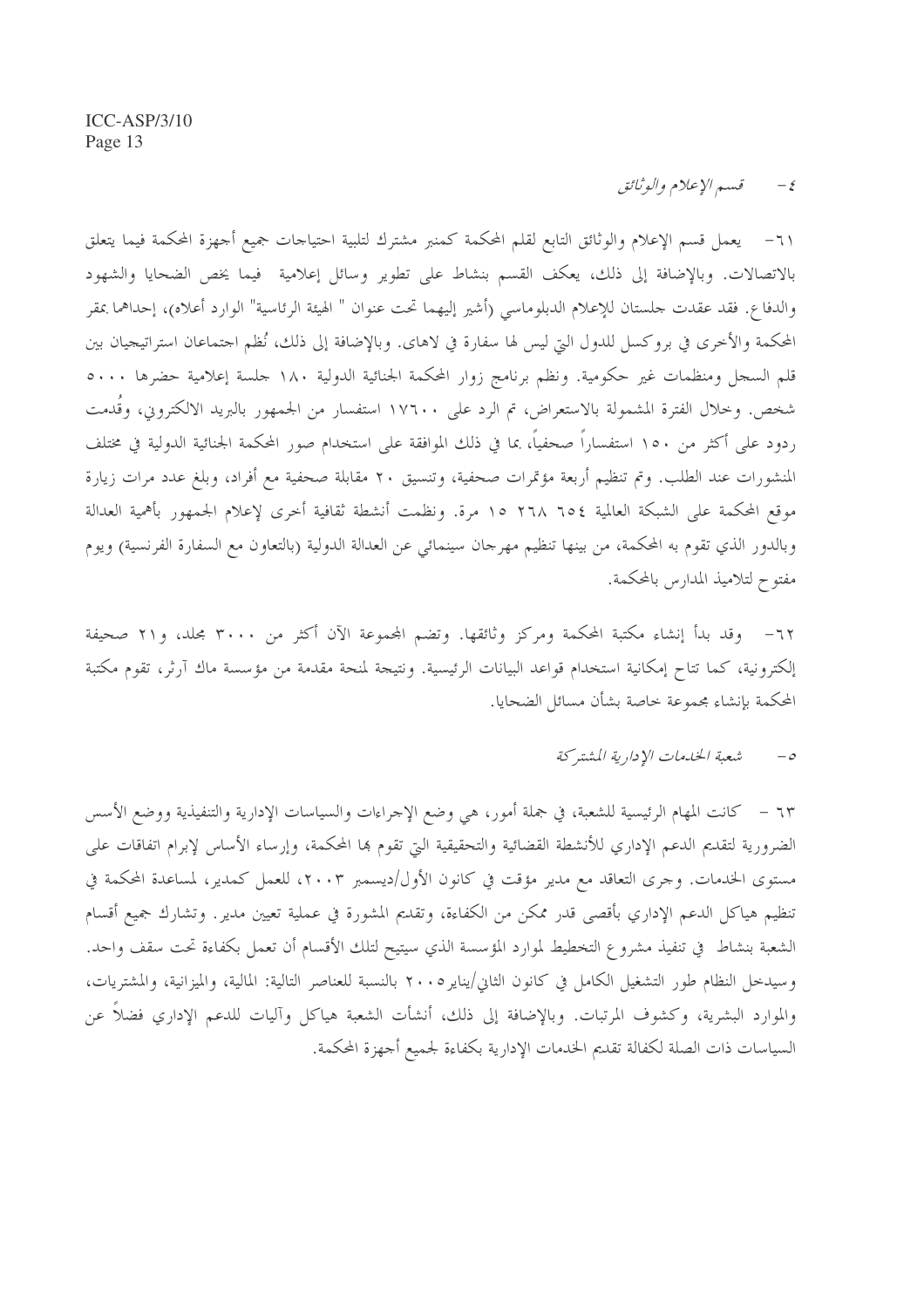### ٤- *قسم الإعلام والوثائق*

٦١- يعمل قسم الإعلام والوثائق التابع لقلم المحكمة كمنبر مشترك لتلبية احتياجات جميع أجهزة المحكمة فيما يتعلق بالاتصالات. وبالإضافة إلى ذلك، يعكف القسم بنشاط على تطوير وسائل إعلامية فيما يخص الضحايا والشهود والدفاع. فقد عقدت جلستان للإعلام الدبلوماسي (أشير إليهما تحت عنوان " الهيئة الرئاسية" الوارد أعلاه)، إحداهما بمقر المحكمة والأخرى في بروكسل للدول التي ليس لها سفارة في لاهاى. وبالإضافة إلى ذلك، نُظم اجتماعان استراتيجيان بين قلم السجل ومنظمات غير حكومية. ونظم برنامج زوار المحكمة الجنائية الدولية ١٨٠ جلسة إعلامية حضرها ٥٠٠٠ شخص. وخلال الفترة المشمولة بالاستعراض، تم الرد على ١٧٦٠٠ استفسار من الجمهور بالبريد الالكتروني، وقُدمت ردود على أكثر من ١٥٠ استفساراً صحفياً، بما في ذلك الموافقة على استخدام صور المحكمة الجنائية الدولية في مختلف المنشورات عند الطلب. وتم تنظيم أربعة مؤتمرات صحفية، وتنسيق ٢٠ مقابلة صحفية مع أفراد، وبلغ عدد مرات زيارة موقع المحكمة على الشبكة العالمية ٦٥٤ ٢٦٨ ١٥ مرة. ونظمت أنشطة ثقافية أخرى لإعلام الجمهور بأهمية العدالة وبالدور الذي تقوم به المحكمة، من بينها تنظيم مهرجان سينمائي عن العدالة الدولية (بالتعاون مع السفارة الفرنسية) ويوم مفتوح لتلاميذ المدارس بالمحكمة.

٦٢- وقد بدأ إنشاء مكتبة المحكمة ومركز وثائقها. وتضم المجموعة الآن أكثر من ٣٠٠٠ مجلد، و٢١ صحيفة إلكترونية، كما تتاح إمكانية استخدام قواعد البيانات الرئيسية. ونتيجة لمنحة مقدمة من مؤسسة ماك آرثر، تقوم مكتبة المحكمة بإنشاء مجموعة خاصة بشأن مسائل الضحايا.

### ٥- *شعبة الخدمات الإدارية المشتركة*

٦٣ - كانت المهام الرئيسية للشعبة، في جملة أمور، هي وضع الإجراءات والسياسات الإدارية والتنفيذية ووضع الأسس الضرورية لتقديم الدعم الإداري للأنشطة القضائية والتحقيقية التي تقوم بها المحكمة، وإرساء الأساس لإبرام اتفاقات على مستوى الخدمات. وجرى التعاقد مع مدير مؤقت في كانون الأول/ديسمبر ٢٠٠٣، للعمل كمدير، لمساعدة المحكمة في تنظيم هياكل الدعم الإداري بأقصى قدر ممكن من الكفاءة، وتقديم المشورة في عملية تعيين مدير. وتشارك جميع أقسام الشعبة بنشاط في تنفيذ مشروع التخطيط لموارد المؤسسة الذي سيتيح لتلك الأقسام أن تعمل بكفاءة تحت سقف واحد. وسيدخل النظام طور التشغيل الكامل في كانون الثاني/يناير ٢٠٠٥ بالنسبة للعناصر التالية: المالية، والميزانية، والمشتريات، والموارد البشرية، وكشوف المرتبات. وبالإضافة إلى ذلك، أنشأت الشعبة هياكل وآليات للدعم الإداري فضلاً عن السياسات ذات الصلة لكفالة تقديم الخدمات الإدارية بكفاءة لجميع أجهزة المحكمة.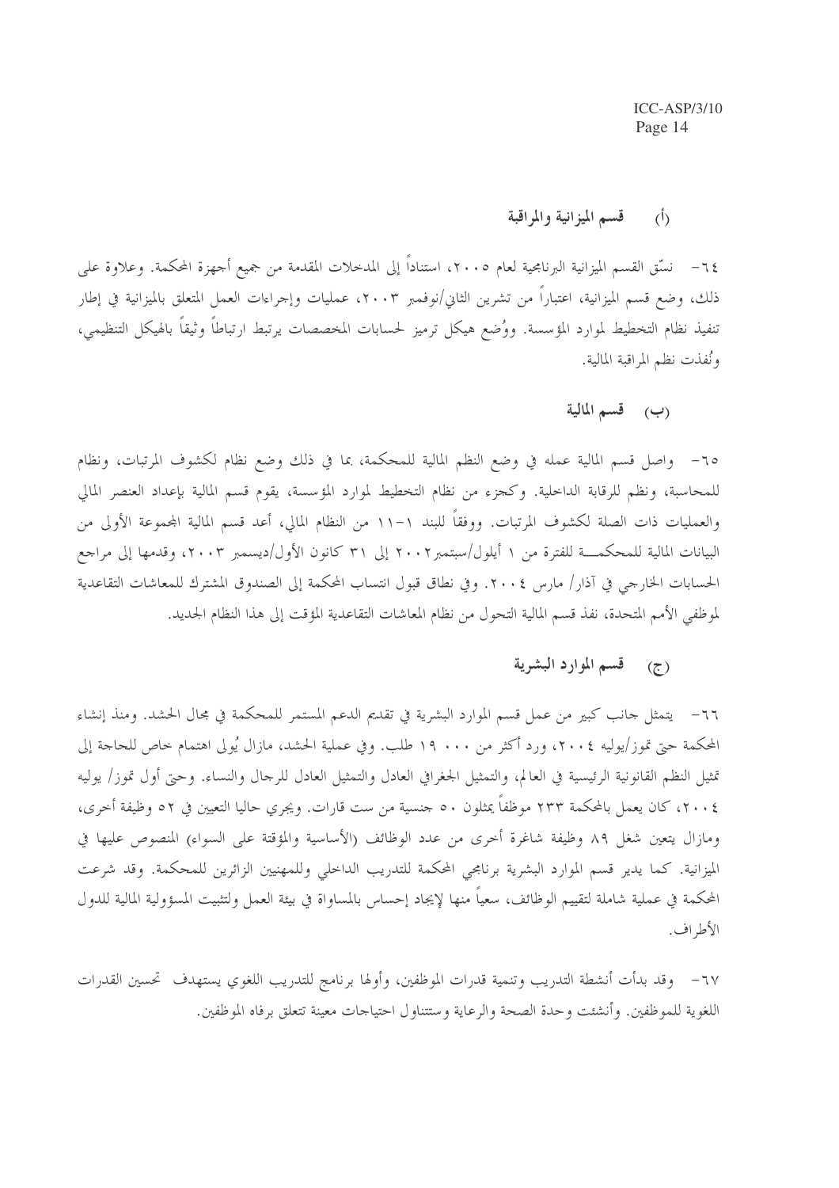### (أ) قسم الميزانية والمراقبة

٦٤- نسّق القسم الميزانية البرنامجية لعام ٢٠٠٥، استناداً إلى المدخلات المقدمة من جميع أجهزة المحكمة. وعلاوة على ذلك، وضع قسم الميزانية، اعتباراً من تشرين الثاني/نوفمبر ٢٠٠٣، عمليات وإجراءات العمل المتعلق بالميزانية في إطار تنفيذ نظام التخطيط لموارد المؤسسة. ووُضع هيكل ترميز لحسابات المخصصات يرتبط ارتباطاً وثيقاً بالهيكل التنظيمي، ونُفذت نظم المراقبة المالية.

### (ب) قسم المالية

٦٥- واصل قسم المالية عمله في وضع النظم المالية للمحكمة، بما في ذلك وضع نظام لكشوف المرتبات، ونظام للمحاسبة، ونظم للرقابة الداخلية. وكجزء من نظام التخطيط لموارد المؤسسة، يقوم قسم المالية بإعداد العنصر المالي والعمليات ذات الصلة لكشوف المرتبات. ووفقاً للبند ١-١١ من النظام المالي، أعد قسم المالية المجموعة الأولى من البيانات المالية للمحكمة للفترة من ١ أيلول/سبتمبر ٢٠٠٢ إلى ٣١ كانون الأول/ديسمبر ٢٠٠٣، وقدمها إلى مراجع الحسابات الخارجي في آذار/ مارس ٢٠٠٤. وفي نطاق قبول انتساب المحكمة إلى الصندوق المشترك للمعاشات التقاعدية لموظفي الأمم المتحدة، نفذ قسم المالية التحول من نظام المعاشات التقاعدية المؤقت إلى هذا النظام الجديد.

### (ج) قسم الموارد البشرية

٦٦- يتمثل جانب كبير من عمل قسم الموارد البشرية في تقديم الدعم المستمر للمحكمة في مجال الحشد. ومنذ إنشاء المحكمة حتى تموز/يوليه ٢٠٠٤، ورد أكثر من ١٩ ٠٠٠ طلب. وفي عملية الحشد، مازال يُولى اهتمام خاص للحاجة إلى تمثيل النظم القانونية الرئيسية في العالم، والتمثيل الجغرافي العادل والتمثيل العادل للرجال والنساء. وحتى أول تموز/ يوليه ٢٠٠٤، كان يعمل بالمحكمة ٢٣٣ موظفاً يمثلون ٥٠ جنسية من ست قارات. ويجري حاليا التعيين في ٥٢ وظيفة أخرى، ومازال يتعين شغل ٨٩ وظيفة شاغرة أخرى من عدد الوظائف (الأساسية والمؤقتة على السواء) المنصوص عليها في الميزانية. كما يدير قسم الموارد البشرية برنامجي المحكمة للتدريب الداخلي وللمهنيين الزائرين للمحكمة. وقد شرعت المحكمة في عملية شاملة لتقييم الوظائف، سعياً منها لإيجاد إحساس بالمساواة في بيئة العمل ولتثبيت المسؤولية المالية للدول الأطراف.

٦٧- وقد بدأت أنشطة التدريب وتنمية قدرات الموظفين، وأولها برنامج للتدريب اللغوي يستهدف تحسين القدرات اللغوية للموظفين. وأنشئت وحدة الصحة والرعاية وستتناول احتياجات معينة تتعلق برفاه الموظفين.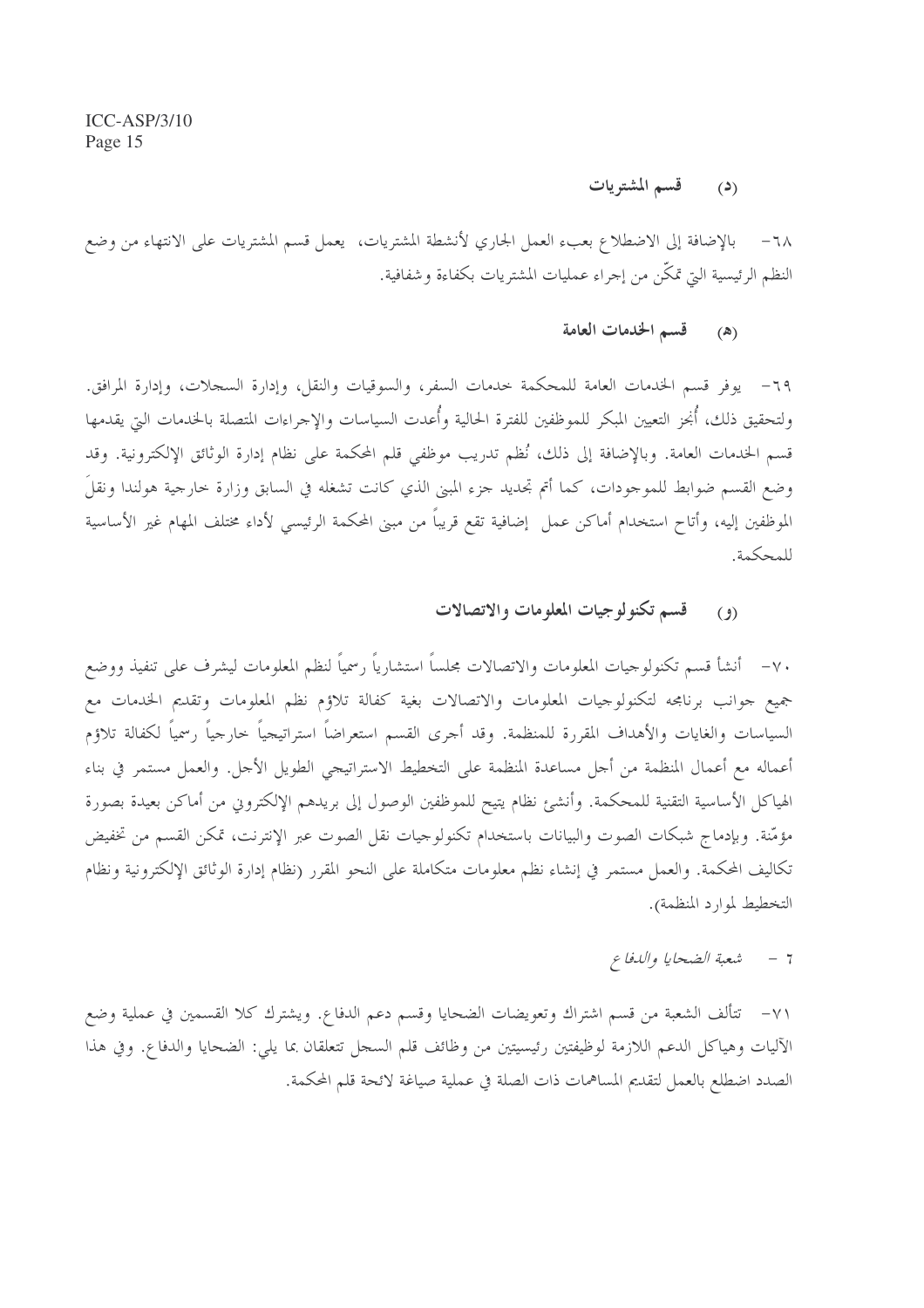### (د) قسم المشتريات

٦٨- بالإضافة إلى الاضطلاع بعبء العمل الجاري لأنشطة المشتريات، يعمل قسم المشتريات على الانتهاء من وضع النظم الرئيسية التي تمكّن من إجراء عمليات المشتريات بكفاءة وشفافية.

### (هـ) قسم الخدمات العامة

٦٩- يوفر قسم الخدمات العامة للمحكمة خدمات السفر، والسوقيات والنقل، وإدارة السجلات، وإدارة المرافق. ولتحقيق ذلك، أُنجز التعيين المبكر للموظفين للفترة الحالية وأُعدت السياسات والإجراءات المتصلة بالخدمات التي يقدمها قسم الخدمات العامة. وبالإضافة إلى ذلك، نُظم تدريب موظفي قلم المحكمة على نظام إدارة الوثائق الإلكترونية. وقد وضع القسم ضوابط للموجودات، كما أتم تجديد جزء المبنى الذي كانت تشغله في السابق وزارة خارجية هولندا ونقلَ الموظفين إليه، وأتاح استخدام أماكن عمل إضافية تقع قريباً من مبنى المحكمة الرئيسي لأداء مختلف المهام غير الأساسية للمحكمة.

### (و) قسم تكنولوجيات المعلومات والاتصالات

٧٠- أنشأ قسم تكنولوجيات المعلومات والاتصالات مجلساً استشارياً رسمياً لنظم المعلومات ليشرف على تنفيذ ووضع جميع جوانب برنامجه لتكنولوجيات المعلومات والاتصالات بغية كفالة تلاؤم نظم المعلومات وتقديم الخدمات مع السياسات والغايات والأهداف المقررة للمنظمة. وقد أجرى القسم استعراضاً استراتيجياً خارجياً رسمياً لكفالة تلاؤم أعماله مع أعمال المنظمة من أجل مساعدة المنظمة على التخطيط الاستراتيجي الطويل الأجل. والعمل مستمر في بناء الهياكل الأساسية التقنية للمحكمة. وأُنشئ نظام يتيح للموظفين الوصول إلى بريدهم الإلكتروني من أماكن بعيدة بصورة مؤمّنة. وبإدماج شبكات الصوت والبيانات باستخدام تكنولوجيات نقل الصوت عبر الإنترنت، تمكن القسم من تخفيض تكاليف المحكمة. والعمل مستمر في إنشاء نظم معلومات متكاملة على النحو المقرر (نظام إدارة الوثائق الإلكترونية ونظام التخطيط لموارد المنظمة).

### ٦ - *شعبة الضحايا والدفاع*

٧١- تتألف الشعبة من قسم اشتراك وتعويضات الضحايا وقسم دعم الدفاع. ويشترك كلا القسمين في عملية وضع الآليات وهياكل الدعم اللازمة لوظيفتين رئيسيتين من وظائف قلم السجل تتعلقان بما يلي: الضحايا والدفاع. وفي هذا الصدد اضطلع بالعمل لتقديم المساهمات ذات الصلة في عملية صياغة لائحة قلم المحكمة.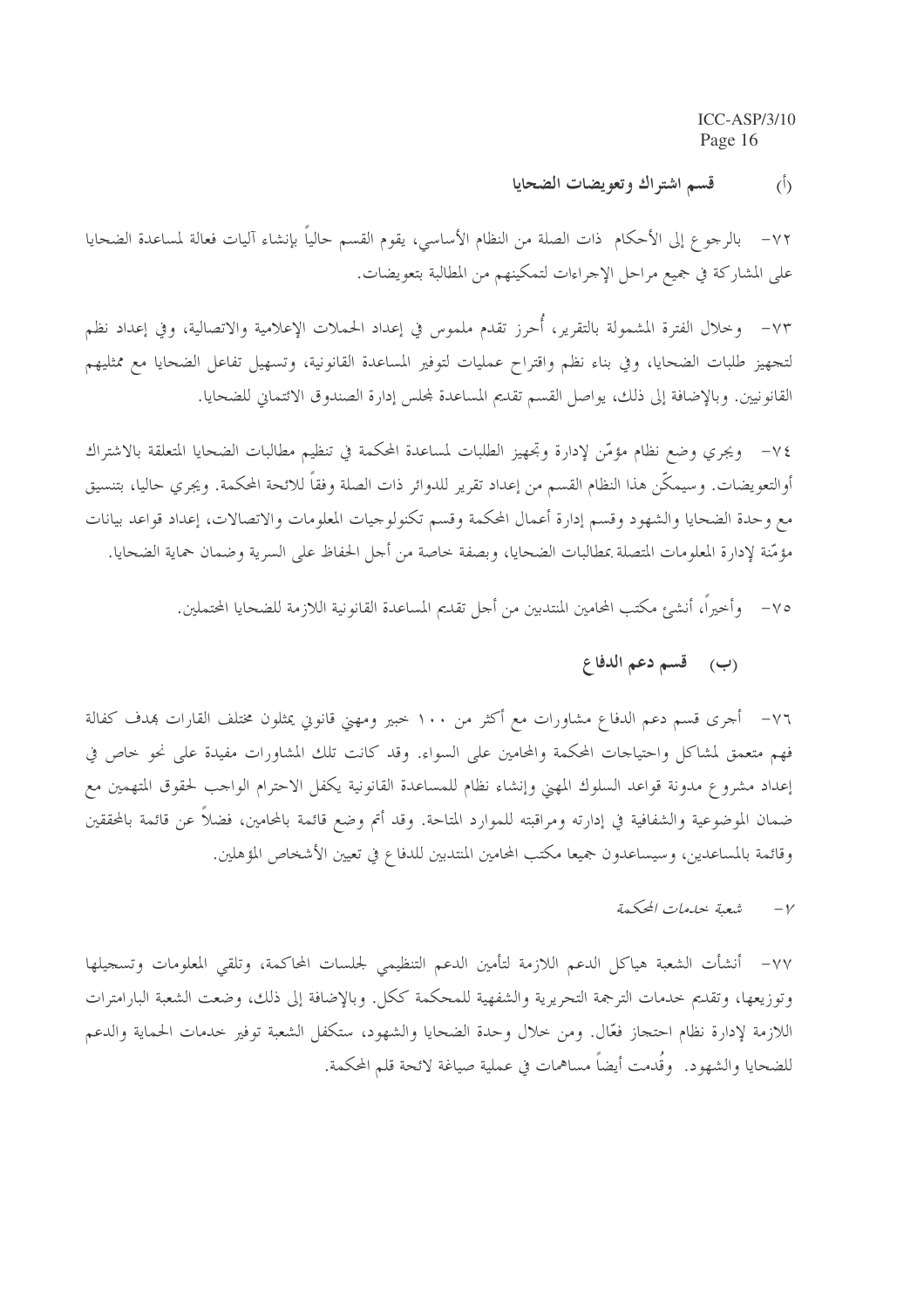### (أ) قسم اشتراك وتعويضات الضحايا

٧٢- بالرجوع إلى الأحكام ذات الصلة من النظام الأساسي، يقوم القسم حالياً بإنشاء آليات فعالة لمساعدة الضحايا على المشاركة في جميع مراحل الإجراءات لتمكينهم من المطالبة بتعويضات.

٧٣- وخلال الفترة المشمولة بالتقرير، أُحرز تقدم ملموس في إعداد الحملات الإعلامية والاتصالية، وفي إعداد نظم لتجهيز طلبات الضحايا، وفي بناء نظم واقتراح عمليات لتوفير المساعدة القانونية، وتسهيل تفاعل الضحايا مع ممثليهم القانونيين. وبالإضافة إلى ذلك، يواصل القسم تقديم المساعدة لمجلس إدارة الصندوق الائتماني للضحايا.

٧٤- ويجري وضع نظام مؤمّن لإدارة وتجهيز الطلبات لمساعدة المحكمة في تنظيم مطالبات الضحايا المتعلقة بالاشتراك أوالتعويضات. وسيمكّن هذا النظام القسم من إعداد تقرير للدوائر ذات الصلة وفقاً للائحة المحكمة. ويجري حاليا، بتنسيق مع وحدة الضحايا والشهود وقسم إدارة أعمال المحكمة وقسم تكنولوجيات المعلومات والاتصالات، إعداد قواعد بيانات مؤمّنة لإدارة المعلومات المتصلة بمطالبات الضحايا، وبصفة خاصة من أجل الحفاظ على السرية وضمان حماية الضحايا.

٧٥- وأخيراً، أنشئ مكتب المحامين المنتدبين من أجل تقديم المساعدة القانونية اللازمة للضحايا المحتملين.

### (ب) قسم دعم الدفاع

٧٦- أجرى قسم دعم الدفاع مشاورات مع أكثر من ١٠٠ خبير ومهني قانوني يمثلون مختلف القارات بهدف كفالة فهم متعمق لمشاكل واحتياجات المحكمة والمحامين على السواء. وقد كانت تلك المشاورات مفيدة على نحو خاص في إعداد مشروع مدونة قواعد السلوك المهني وإنشاء نظام للمساعدة القانونية يكفل الاحترام الواجب لحقوق المتهمين مع ضمان الموضوعية والشفافية في إدارته ومراقبته للموارد المتاحة. وقد أتم وضع قائمة بالمحامين، فضلاً عن قائمة بالمحققين وقائمة بالمساعدين، وسيساعدون جميعا مكتب المحامين المنتدبين للدفاع في تعيين الأشخاص المؤهلين.

#### ٧- *شعبة خدمات المحكمة*

٧٧- أنشأت الشعبة هياكل الدعم اللازمة لتأمين الدعم التنظيمي لجلسات المحاكمة، وتلقي المعلومات وتسجيلها وتوزيعها، وتقديم خدمات الترجمة التحريرية والشفهية للمحكمة ككل. وبالإضافة إلى ذلك، وضعت الشعبة البارامترات اللازمة لإدارة نظام احتجاز فعّال. ومن خلال وحدة الضحايا والشهود، ستكفل الشعبة توفير خدمات الحماية والدعم للضحايا والشهود. وقُدمت أيضاً مساهمات في عملية صياغة لائحة قلم المحكمة.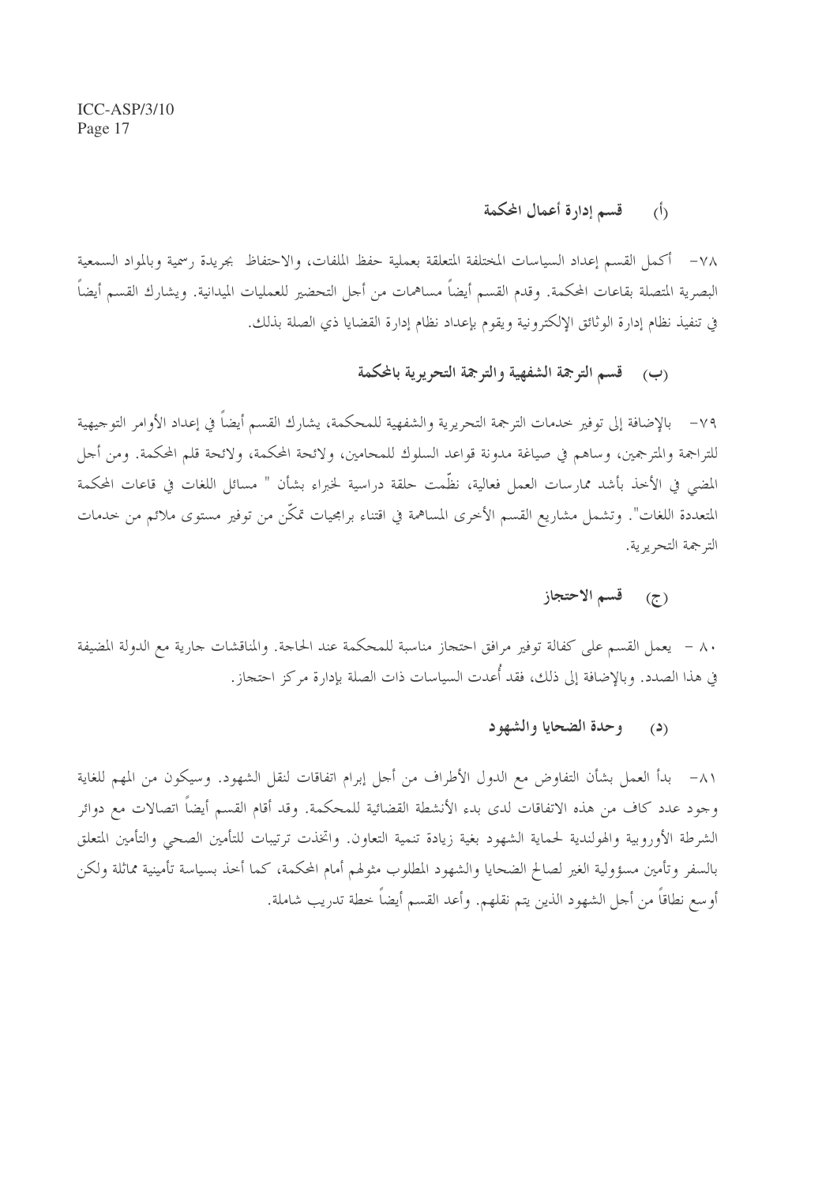### (أ) قسم إدارة أعمال المحكمة

٧٨- أكمل القسم إعداد السياسات المختلفة المتعلقة بعملية حفظ الملفات، والاحتفاظ بجريدة رسمية وبالمواد السمعية البصرية المتصلة بقاعات المحكمة. وقدم القسم أيضاً مساهمات من أجل التحضير للعمليات الميدانية. ويشارك القسم أيضاً في تنفيذ نظام إدارة الوثائق الإلكترونية ويقوم بإعداد نظام إدارة القضايا ذي الصلة بذلك.

### (ب) قسم الترجمة الشفهية والترجمة التحريرية بالمحكمة

٧٩- بالإضافة إلى توفير خدمات الترجمة التحريرية والشفهية للمحكمة، يشارك القسم أيضاً في إعداد الأوامر التوجيهية للتراجمة والمترجمين، وساهم في صياغة مدونة قواعد السلوك للمحامين، ولائحة المحكمة، ولائحة قلم المحكمة. ومن أجل المضي في الأخذ بأشد ممارسات العمل فعالية، نظّمت حلقة دراسية الخبراء بشأن " مسائل اللغات في قاعات المحكمة المتعددة اللغات". وتشمل مشاريع القسم الأخرى المساهمة في اقتناء برامجيات تمكّن من توفير مستوى ملائم من خدمات الترجمة التحريرية.

### (ج) قسم الاحتجاز

٨٠ - يعمل القسم على كفالة توفير مرافق احتجاز مناسبة للمحكمة عند الحاجة. والمناقشات جارية مع الدولة المضيفة في هذا الصدد. وبالإضافة إلى ذلك، فقد أُعدت السياسات ذات الصلة بإدارة مركز احتجاز.

### (د) وحدة الضحايا والشهود

٨١- بدأ العمل بشأن التفاوض مع الدول الأطراف من أجل إبرام اتفاقات لنقل الشهود. وسيكون من المهم للغاية وجود عدد كاف من هذه الاتفاقات لدى بدء الأنشطة القضائية للمحكمة. وقد أقام القسم أيضاً اتصالات مع دوائر الشرطة الأوروبية والهولندية لحماية الشهود بغية زيادة تنمية التعاون. واتخذت ترتيبات للتأمين الصحي والتأمين المتعلق بالسفر وتأمين مسؤولية الغير لصالح الضحايا والشهود المطلوب مثولهم أمام المحكمة، كما أخذ بسياسة تأمينية مماثلة ولكن أوسع نطاقاً من أجل الشهود الذين يتم نقلهم. وأعد القسم أيضاً خطة تدريب شاملة.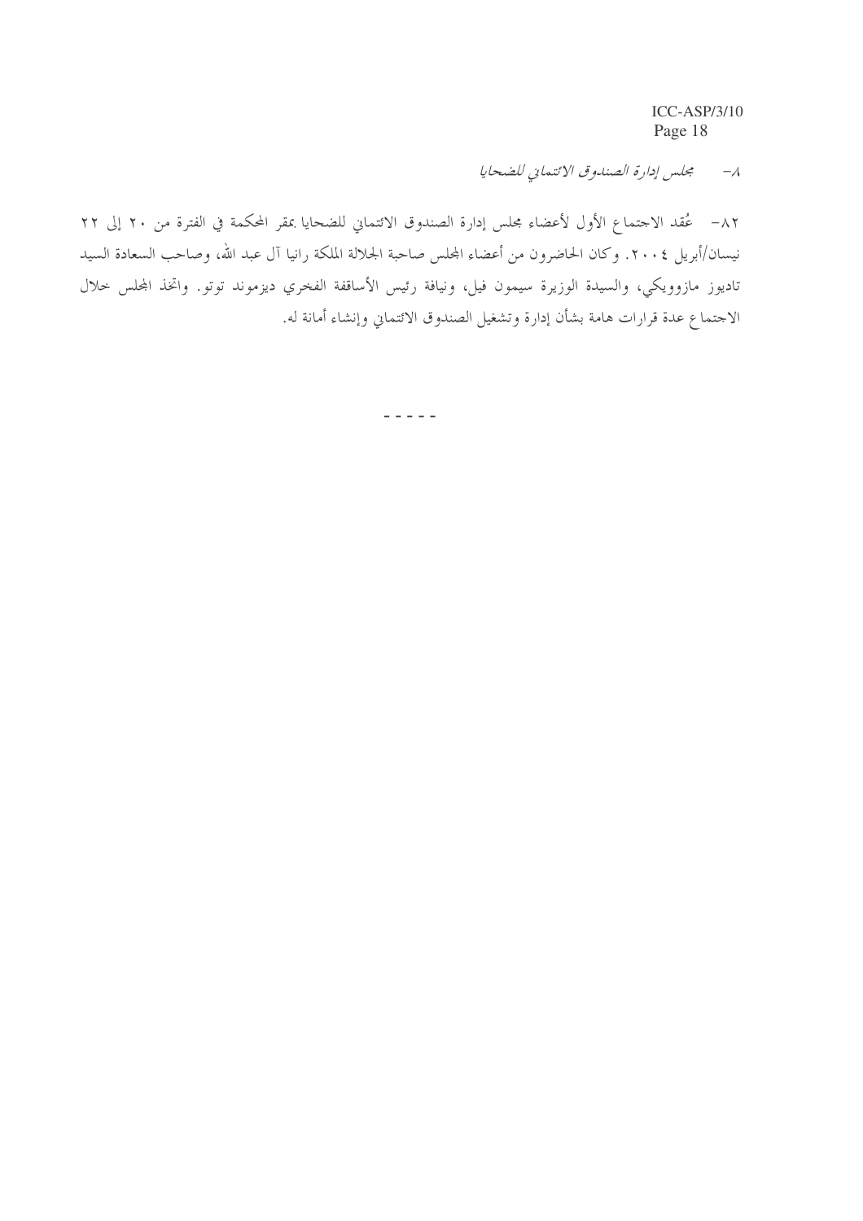### ٨- *مجلس إدارة الصندوق الائتماني للضحايا*

٨٢- عُقد الاجتماع الأول لأعضاء مجلس إدارة الصندوق الائتماني للضحايا بمقر المحكمة في الفترة من ٢٠ إلى ٢٢ نيسان/أبريل ٢٠٠٤. وكان الحاضرون من أعضاء المجلس صاحبة الجلالة الملكة رانيا آل عبد الله، وصاحب السعادة السيد تاديوز مازوويكي، والسيدة الوزيرة سيمون فيل، ونيافة رئيس الأساقفة الفخري ديزموند توتو. واتخذ المجلس خلال الاجتماع عدة قرارات هامة بشأن إدارة وتشغيل الصندوق الائتماني وإنشاء أمانة له.

- - - - -